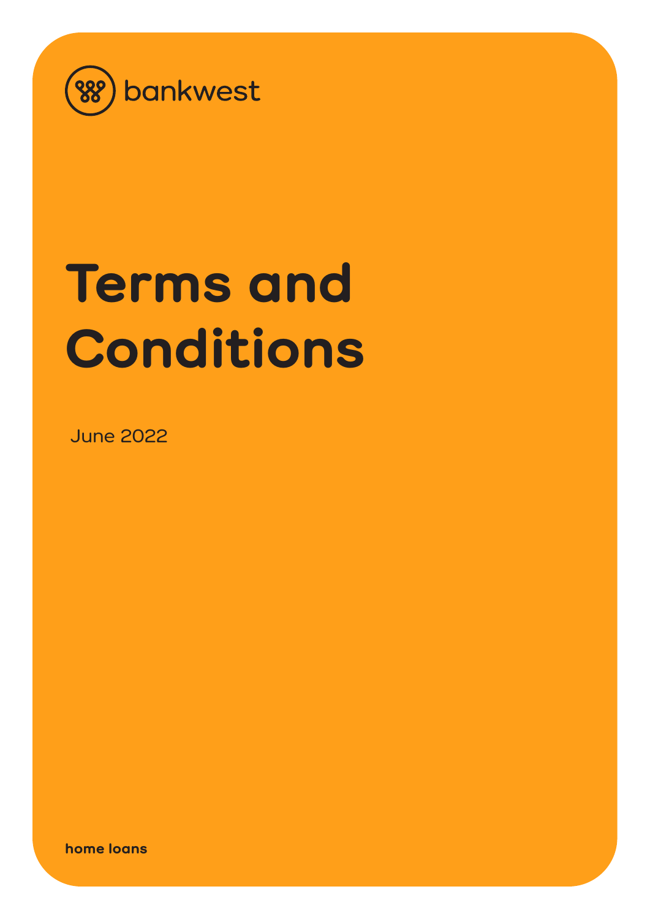bankwest

# Terms and Conditions

June 2022

**home loans**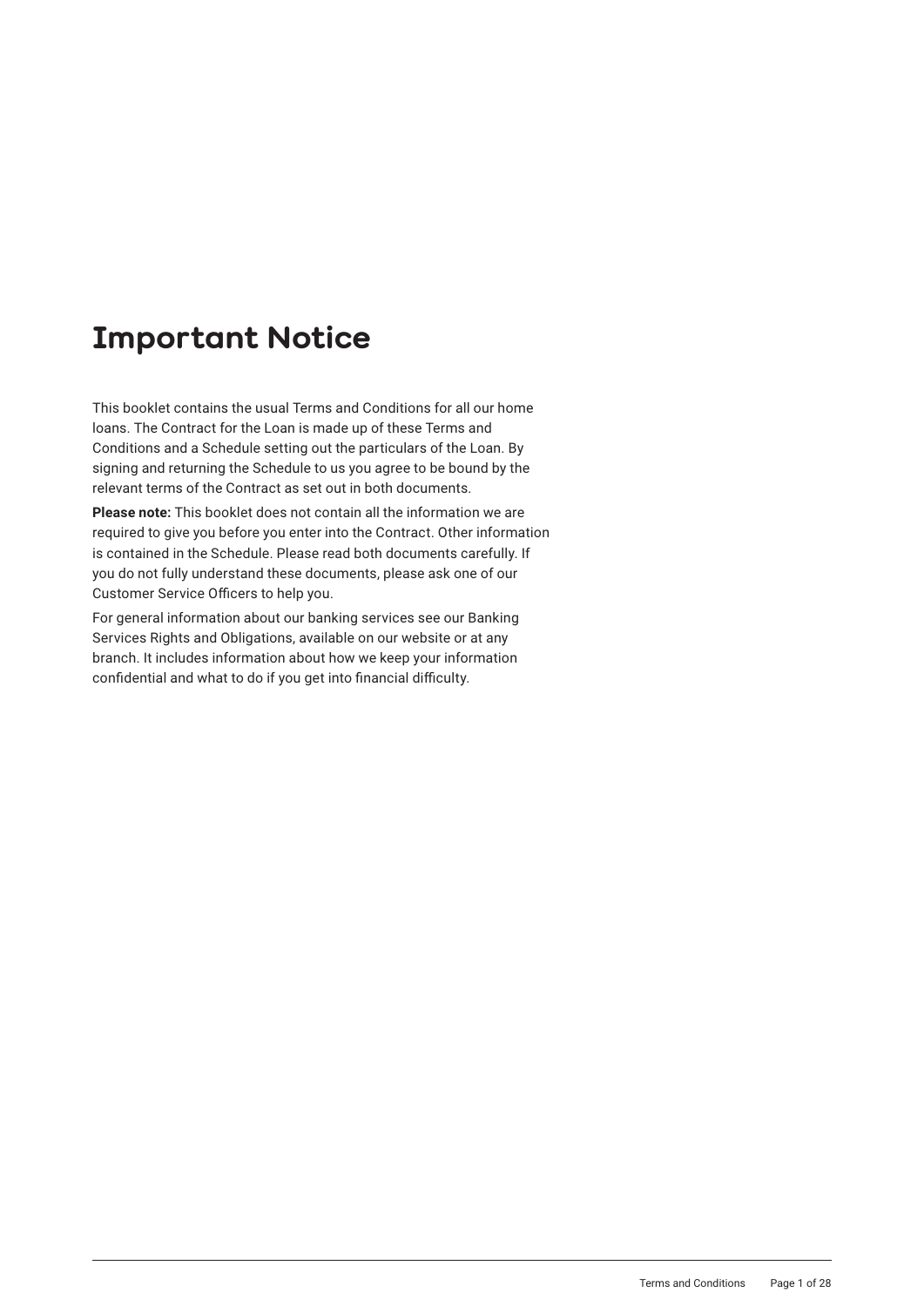# Important Notice

This booklet contains the usual Terms and Conditions for all our home loans. The Contract for the Loan is made up of these Terms and Conditions and a Schedule setting out the particulars of the Loan. By signing and returning the Schedule to us you agree to be bound by the relevant terms of the Contract as set out in both documents.

**Please note:** This booklet does not contain all the information we are required to give you before you enter into the Contract. Other information is contained in the Schedule. Please read both documents carefully. If you do not fully understand these documents, please ask one of our Customer Service Officers to help you.

For general information about our banking services see our Banking Services Rights and Obligations, available on our website or at any branch. It includes information about how we keep your information confidential and what to do if you get into financial difficulty.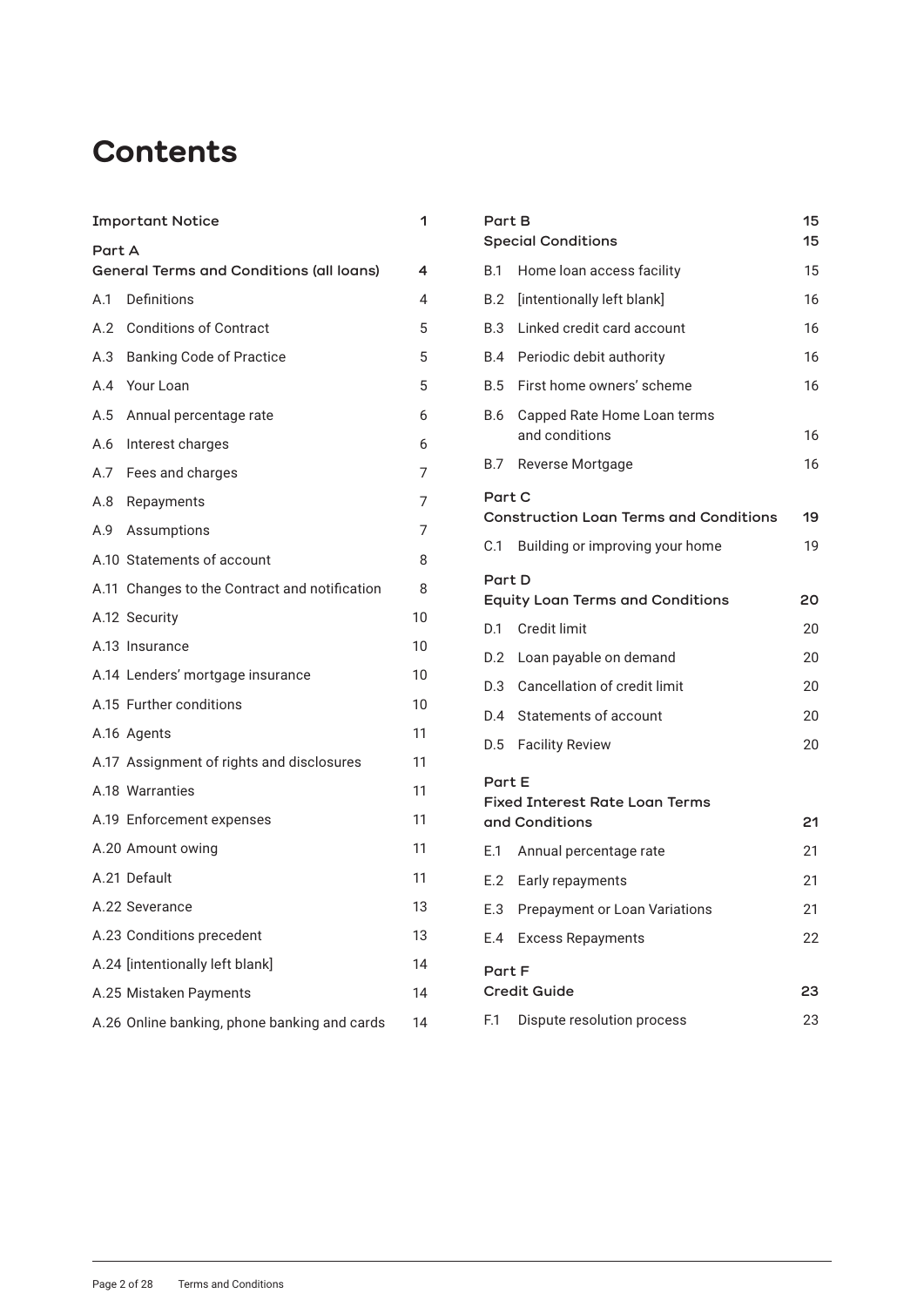# Contents

| | |
|---|---|
| **Important Notice** | **1** |
| **Part A** | |
| **General Terms and Conditions (all loans)** | **4** |
| A.1 Definitions | 4 |
| A.2 Conditions of Contract | 5 |
| A.3 Banking Code of Practice | 5 |
| A.4 Your Loan | 5 |
| A.5 Annual percentage rate | 6 |
| A.6 Interest charges | 6 |
| A.7 Fees and charges | 7 |
| A.8 Repayments | 7 |
| A.9 Assumptions | 7 |
| A.10 Statements of account | 8 |
| A.11 Changes to the Contract and notification | 8 |
| A.12 Security | 10 |
| A.13 Insurance | 10 |
| A.14 Lenders' mortgage insurance | 10 |
| A.15 Further conditions | 10 |
| A.16 Agents | 11 |
| A.17 Assignment of rights and disclosures | 11 |
| A.18 Warranties | 11 |
| A.19 Enforcement expenses | 11 |
| A.20 Amount owing | 11 |
| A.21 Default | 11 |
| A.22 Severance | 13 |
| A.23 Conditions precedent | 13 |
| A.24 [intentionally left blank] | 14 |
| A.25 Mistaken Payments | 14 |
| A.26 Online banking, phone banking and cards | 14 |
| **Part B** | **15** |
| **Special Conditions** | **15** |
| B.1 Home loan access facility | 15 |
| B.2 [intentionally left blank] | 16 |
| B.3 Linked credit card account | 16 |
| B.4 Periodic debit authority | 16 |
| B.5 First home owners' scheme | 16 |
| B.6 Capped Rate Home Loan terms and conditions | 16 |
| B.7 Reverse Mortgage | 16 |
| **Part C** | |
| **Construction Loan Terms and Conditions** | **19** |
| C.1 Building or improving your home | 19 |
| **Part D** | |
| **Equity Loan Terms and Conditions** | **20** |
| D.1 Credit limit | 20 |
| D.2 Loan payable on demand | 20 |
| D.3 Cancellation of credit limit | 20 |
| D.4 Statements of account | 20 |
| D.5 Facility Review | 20 |
| **Part E** | |
| **Fixed Interest Rate Loan Terms and Conditions** | **21** |
| E.1 Annual percentage rate | 21 |
| E.2 Early repayments | 21 |
| E.3 Prepayment or Loan Variations | 21 |
| E.4 Excess Repayments | 22 |
| **Part F** | |
| **Credit Guide** | **23** |
| F.1 Dispute resolution process | 23 |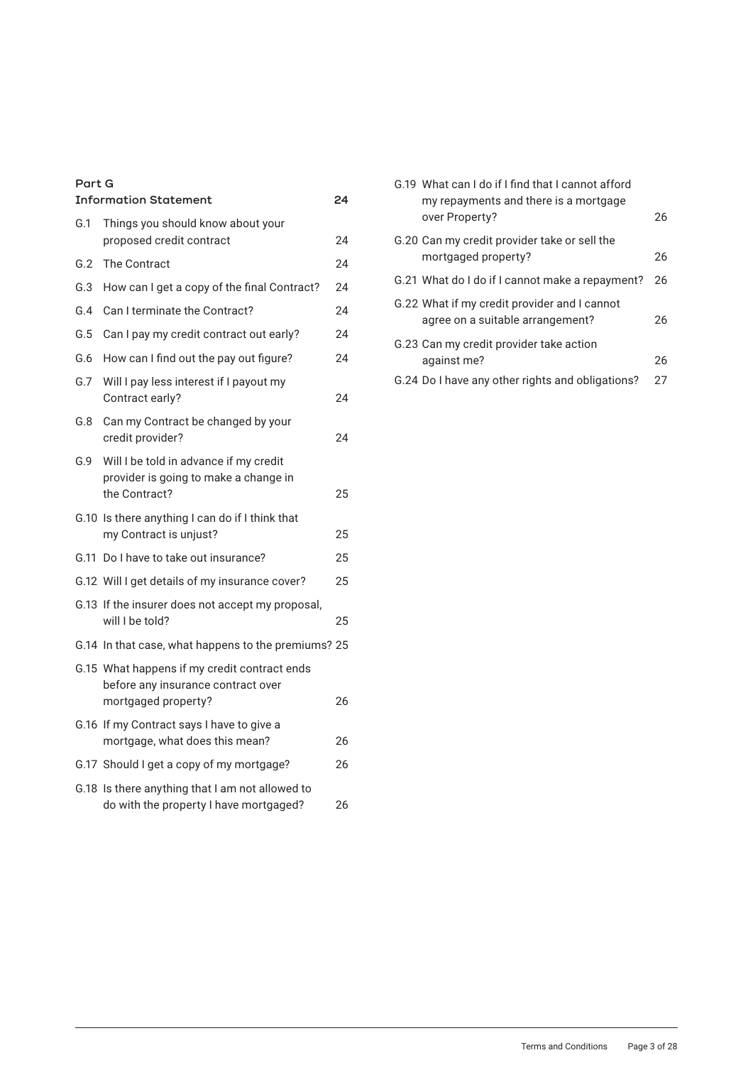**Part G**
**Information Statement** 24

| | | |
|---|---|---|
| G.1 | Things you should know about your proposed credit contract | 24 |
| G.2 | The Contract | 24 |
| G.3 | How can I get a copy of the final Contract? | 24 |
| G.4 | Can I terminate the Contract? | 24 |
| G.5 | Can I pay my credit contract out early? | 24 |
| G.6 | How can I find out the pay out figure? | 24 |
| G.7 | Will I pay less interest if I payout my Contract early? | 24 |
| G.8 | Can my Contract be changed by your credit provider? | 24 |
| G.9 | Will I be told in advance if my credit provider is going to make a change in the Contract? | 25 |
| G.10 | Is there anything I can do if I think that my Contract is unjust? | 25 |
| G.11 | Do I have to take out insurance? | 25 |
| G.12 | Will I get details of my insurance cover? | 25 |
| G.13 | If the insurer does not accept my proposal, will I be told? | 25 |
| G.14 | In that case, what happens to the premiums? | 25 |
| G.15 | What happens if my credit contract ends before any insurance contract over mortgaged property? | 26 |
| G.16 | If my Contract says I have to give a mortgage, what does this mean? | 26 |
| G.17 | Should I get a copy of my mortgage? | 26 |
| G.18 | Is there anything that I am not allowed to do with the property I have mortgaged? | 26 |
| G.19 | What can I do if I find that I cannot afford my repayments and there is a mortgage over Property? | 26 |
| G.20 | Can my credit provider take or sell the mortgaged property? | 26 |
| G.21 | What do I do if I cannot make a repayment? | 26 |
| G.22 | What if my credit provider and I cannot agree on a suitable arrangement? | 26 |
| G.23 | Can my credit provider take action against me? | 26 |
| G.24 | Do I have any other rights and obligations? | 27 |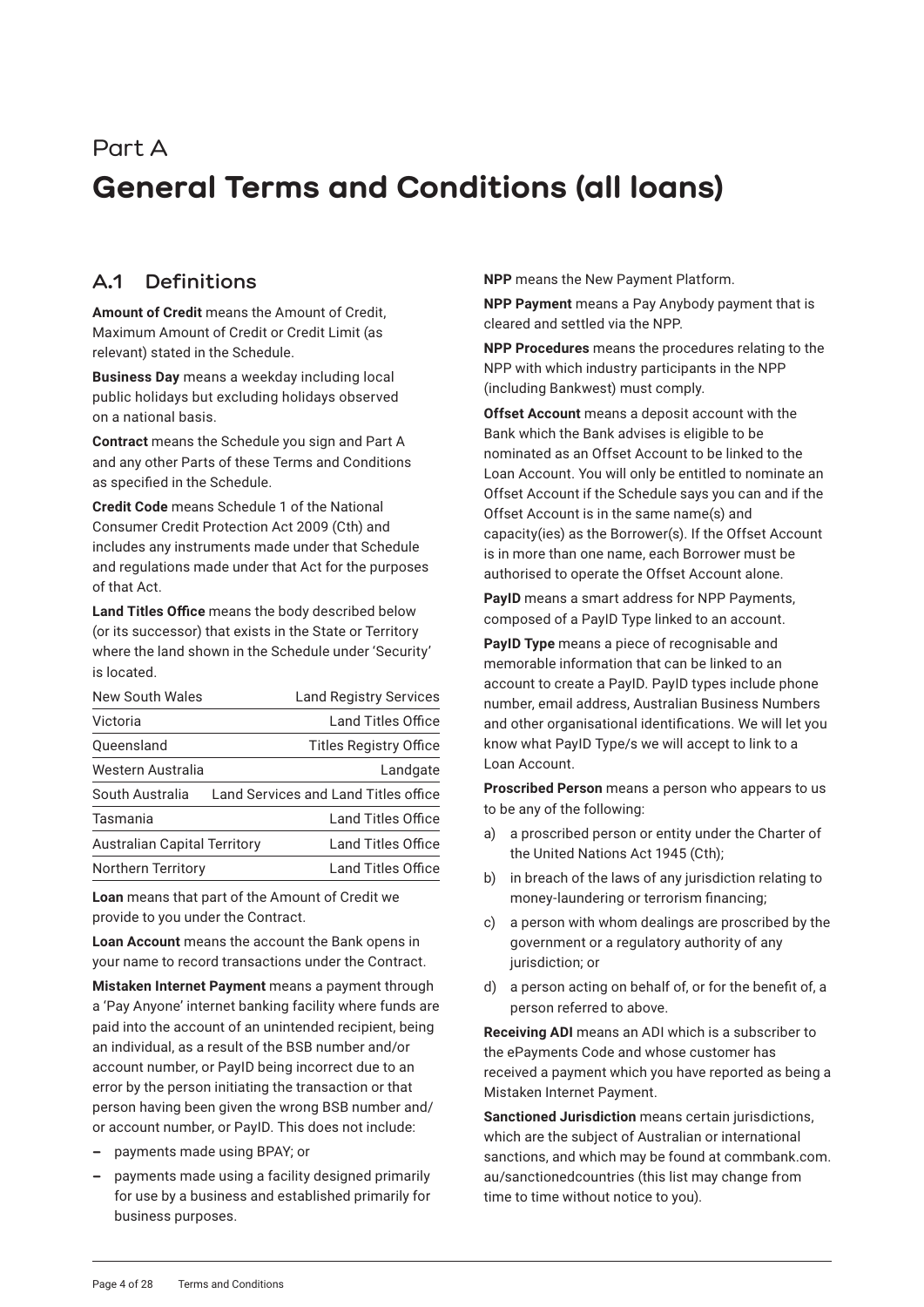# Part A

# General Terms and Conditions (all loans)

## A.1 Definitions

**Amount of Credit** means the Amount of Credit, Maximum Amount of Credit or Credit Limit (as relevant) stated in the Schedule.

**Business Day** means a weekday including local public holidays but excluding holidays observed on a national basis.

**Contract** means the Schedule you sign and Part A and any other Parts of these Terms and Conditions as specified in the Schedule.

**Credit Code** means Schedule 1 of the National Consumer Credit Protection Act 2009 (Cth) and includes any instruments made under that Schedule and regulations made under that Act for the purposes of that Act.

**Land Titles Office** means the body described below (or its successor) that exists in the State or Territory where the land shown in the Schedule under 'Security' is located.

| | |
|---|---|
| New South Wales | Land Registry Services |
| Victoria | Land Titles Office |
| Queensland | Titles Registry Office |
| Western Australia | Landgate |
| South Australia | Land Services and Land Titles office |
| Tasmania | Land Titles Office |
| Australian Capital Territory | Land Titles Office |
| Northern Territory | Land Titles Office |

**Loan** means that part of the Amount of Credit we provide to you under the Contract.

**Loan Account** means the account the Bank opens in your name to record transactions under the Contract.

**Mistaken Internet Payment** means a payment through a 'Pay Anyone' internet banking facility where funds are paid into the account of an unintended recipient, being an individual, as a result of the BSB number and/or account number, or PayID being incorrect due to an error by the person initiating the transaction or that person having been given the wrong BSB number and/ or account number, or PayID. This does not include:

- payments made using BPAY; or
- payments made using a facility designed primarily for use by a business and established primarily for business purposes.

**NPP** means the New Payment Platform.

**NPP Payment** means a Pay Anybody payment that is cleared and settled via the NPP.

**NPP Procedures** means the procedures relating to the NPP with which industry participants in the NPP (including Bankwest) must comply.

**Offset Account** means a deposit account with the Bank which the Bank advises is eligible to be nominated as an Offset Account to be linked to the Loan Account. You will only be entitled to nominate an Offset Account if the Schedule says you can and if the Offset Account is in the same name(s) and capacity(ies) as the Borrower(s). If the Offset Account is in more than one name, each Borrower must be authorised to operate the Offset Account alone.

**PayID** means a smart address for NPP Payments, composed of a PayID Type linked to an account.

**PayID Type** means a piece of recognisable and memorable information that can be linked to an account to create a PayID. PayID types include phone number, email address, Australian Business Numbers and other organisational identifications. We will let you know what PayID Type/s we will accept to link to a Loan Account.

**Proscribed Person** means a person who appears to us to be any of the following:

a) a proscribed person or entity under the Charter of the United Nations Act 1945 (Cth);

b) in breach of the laws of any jurisdiction relating to money-laundering or terrorism financing;

c) a person with whom dealings are proscribed by the government or a regulatory authority of any jurisdiction; or

d) a person acting on behalf of, or for the benefit of, a person referred to above.

**Receiving ADI** means an ADI which is a subscriber to the ePayments Code and whose customer has received a payment which you have reported as being a Mistaken Internet Payment.

**Sanctioned Jurisdiction** means certain jurisdictions, which are the subject of Australian or international sanctions, and which may be found at commbank.com.au/sanctionedcountries (this list may change from time to time without notice to you).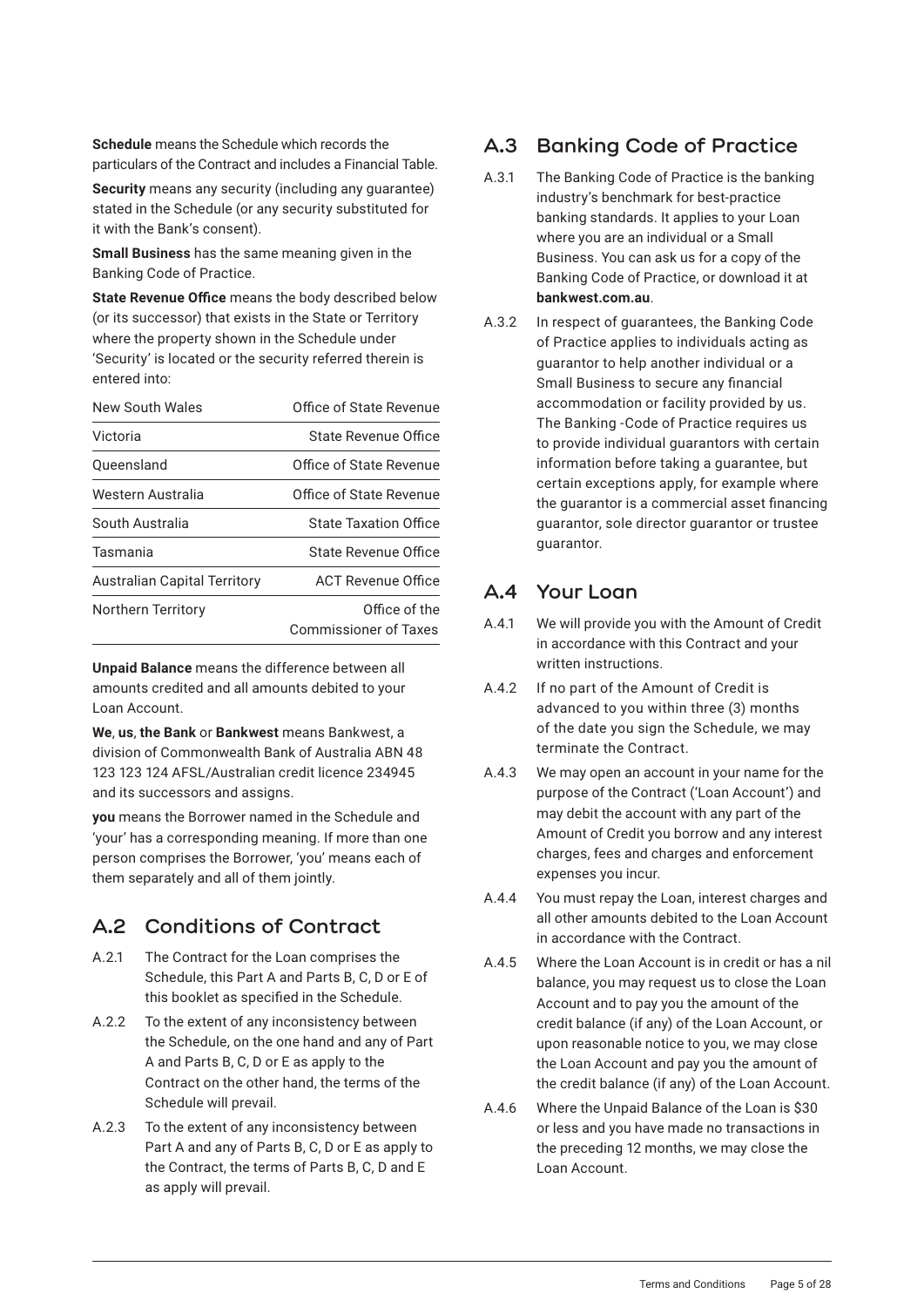**Schedule** means the Schedule which records the particulars of the Contract and includes a Financial Table.

**Security** means any security (including any guarantee) stated in the Schedule (or any security substituted for it with the Bank's consent).

**Small Business** has the same meaning given in the Banking Code of Practice.

**State Revenue Office** means the body described below (or its successor) that exists in the State or Territory where the property shown in the Schedule under 'Security' is located or the security referred therein is entered into:

| | |
|---|---|
| New South Wales | Office of State Revenue |
| Victoria | State Revenue Office |
| Queensland | Office of State Revenue |
| Western Australia | Office of State Revenue |
| South Australia | State Taxation Office |
| Tasmania | State Revenue Office |
| Australian Capital Territory | ACT Revenue Office |
| Northern Territory | Office of the Commissioner of Taxes |

**Unpaid Balance** means the difference between all amounts credited and all amounts debited to your Loan Account.

**We**, **us**, **the Bank** or **Bankwest** means Bankwest, a division of Commonwealth Bank of Australia ABN 48 123 123 124 AFSL/Australian credit licence 234945 and its successors and assigns.

**you** means the Borrower named in the Schedule and 'your' has a corresponding meaning. If more than one person comprises the Borrower, 'you' means each of them separately and all of them jointly.

## A.2 Conditions of Contract

A.2.1 The Contract for the Loan comprises the Schedule, this Part A and Parts B, C, D or E of this booklet as specified in the Schedule.

A.2.2 To the extent of any inconsistency between the Schedule, on the one hand and any of Part A and Parts B, C, D or E as apply to the Contract on the other hand, the terms of the Schedule will prevail.

A.2.3 To the extent of any inconsistency between Part A and any of Parts B, C, D or E as apply to the Contract, the terms of Parts B, C, D and E as apply will prevail.

## A.3 Banking Code of Practice

A.3.1 The Banking Code of Practice is the banking industry's benchmark for best-practice banking standards. It applies to your Loan where you are an individual or a Small Business. You can ask us for a copy of the Banking Code of Practice, or download it at **bankwest.com.au**.

A.3.2 In respect of guarantees, the Banking Code of Practice applies to individuals acting as guarantor to help another individual or a Small Business to secure any financial accommodation or facility provided by us. The Banking -Code of Practice requires us to provide individual guarantors with certain information before taking a guarantee, but certain exceptions apply, for example where the guarantor is a commercial asset financing guarantor, sole director guarantor or trustee guarantor.

## A.4 Your Loan

A.4.1 We will provide you with the Amount of Credit in accordance with this Contract and your written instructions.

A.4.2 If no part of the Amount of Credit is advanced to you within three (3) months of the date you sign the Schedule, we may terminate the Contract.

A.4.3 We may open an account in your name for the purpose of the Contract ('Loan Account') and may debit the account with any part of the Amount of Credit you borrow and any interest charges, fees and charges and enforcement expenses you incur.

A.4.4 You must repay the Loan, interest charges and all other amounts debited to the Loan Account in accordance with the Contract.

A.4.5 Where the Loan Account is in credit or has a nil balance, you may request us to close the Loan Account and to pay you the amount of the credit balance (if any) of the Loan Account, or upon reasonable notice to you, we may close the Loan Account and pay you the amount of the credit balance (if any) of the Loan Account.

A.4.6 Where the Unpaid Balance of the Loan is $30 or less and you have made no transactions in the preceding 12 months, we may close the Loan Account.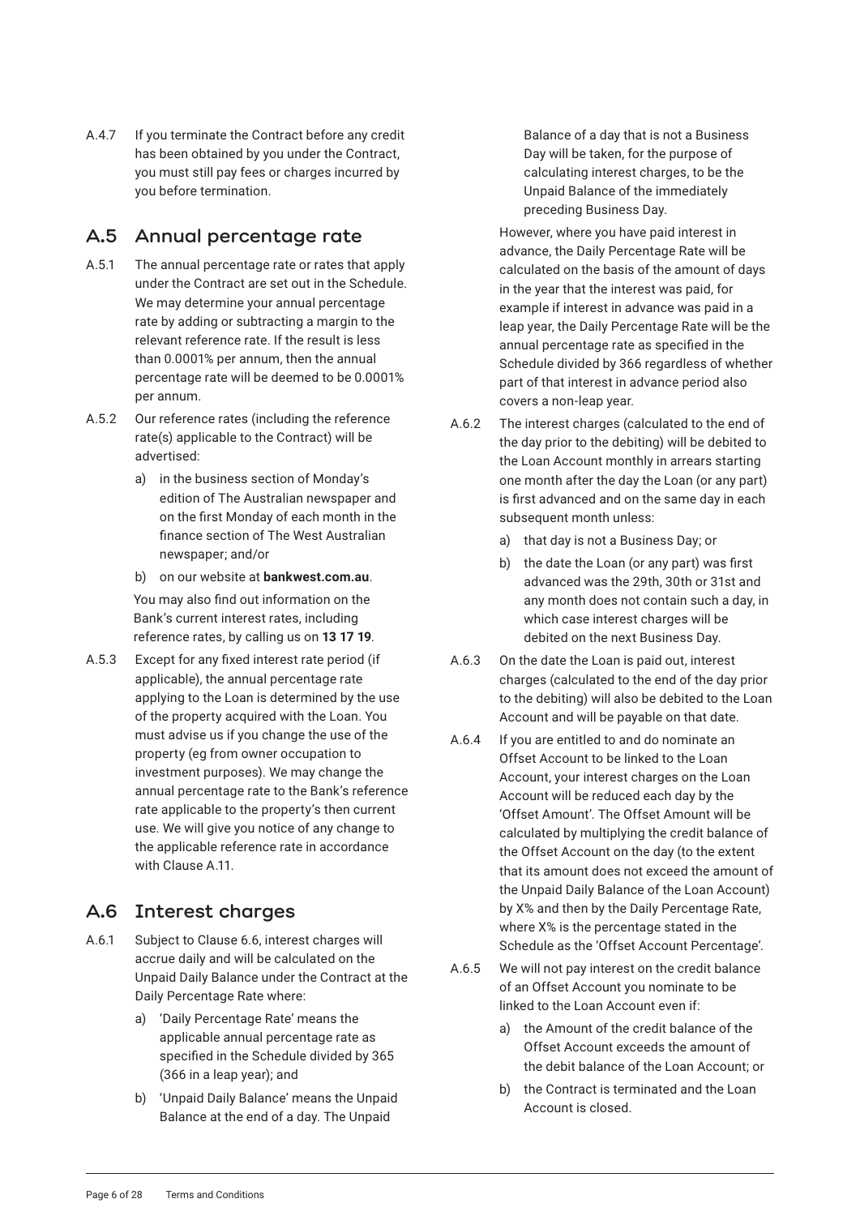A.4.7 If you terminate the Contract before any credit has been obtained by you under the Contract, you must still pay fees or charges incurred by you before termination.

## A.5 Annual percentage rate

A.5.1 The annual percentage rate or rates that apply under the Contract are set out in the Schedule. We may determine your annual percentage rate by adding or subtracting a margin to the relevant reference rate. If the result is less than 0.0001% per annum, then the annual percentage rate will be deemed to be 0.0001% per annum.

A.5.2 Our reference rates (including the reference rate(s) applicable to the Contract) will be advertised:

a) in the business section of Monday's edition of The Australian newspaper and on the first Monday of each month in the finance section of The West Australian newspaper; and/or

b) on our website at **bankwest.com.au**.

You may also find out information on the Bank's current interest rates, including reference rates, by calling us on **13 17 19**.

A.5.3 Except for any fixed interest rate period (if applicable), the annual percentage rate applying to the Loan is determined by the use of the property acquired with the Loan. You must advise us if you change the use of the property (eg from owner occupation to investment purposes). We may change the annual percentage rate to the Bank's reference rate applicable to the property's then current use. We will give you notice of any change to the applicable reference rate in accordance with Clause A.11.

## A.6 Interest charges

A.6.1 Subject to Clause 6.6, interest charges will accrue daily and will be calculated on the Unpaid Daily Balance under the Contract at the Daily Percentage Rate where:

a) 'Daily Percentage Rate' means the applicable annual percentage rate as specified in the Schedule divided by 365 (366 in a leap year); and

b) 'Unpaid Daily Balance' means the Unpaid Balance at the end of a day. The Unpaid Balance of a day that is not a Business Day will be taken, for the purpose of calculating interest charges, to be the Unpaid Balance of the immediately preceding Business Day.

However, where you have paid interest in advance, the Daily Percentage Rate will be calculated on the basis of the amount of days in the year that the interest was paid, for example if interest in advance was paid in a leap year, the Daily Percentage Rate will be the annual percentage rate as specified in the Schedule divided by 366 regardless of whether part of that interest in advance period also covers a non-leap year.

A.6.2 The interest charges (calculated to the end of the day prior to the debiting) will be debited to the Loan Account monthly in arrears starting one month after the day the Loan (or any part) is first advanced and on the same day in each subsequent month unless:

a) that day is not a Business Day; or

b) the date the Loan (or any part) was first advanced was the 29th, 30th or 31st and any month does not contain such a day, in which case interest charges will be debited on the next Business Day.

A.6.3 On the date the Loan is paid out, interest charges (calculated to the end of the day prior to the debiting) will also be debited to the Loan Account and will be payable on that date.

A.6.4 If you are entitled to and do nominate an Offset Account to be linked to the Loan Account, your interest charges on the Loan Account will be reduced each day by the 'Offset Amount'. The Offset Amount will be calculated by multiplying the credit balance of the Offset Account on the day (to the extent that its amount does not exceed the amount of the Unpaid Daily Balance of the Loan Account) by X% and then by the Daily Percentage Rate, where X% is the percentage stated in the Schedule as the 'Offset Account Percentage'.

A.6.5 We will not pay interest on the credit balance of an Offset Account you nominate to be linked to the Loan Account even if:

a) the Amount of the credit balance of the Offset Account exceeds the amount of the debit balance of the Loan Account; or

b) the Contract is terminated and the Loan Account is closed.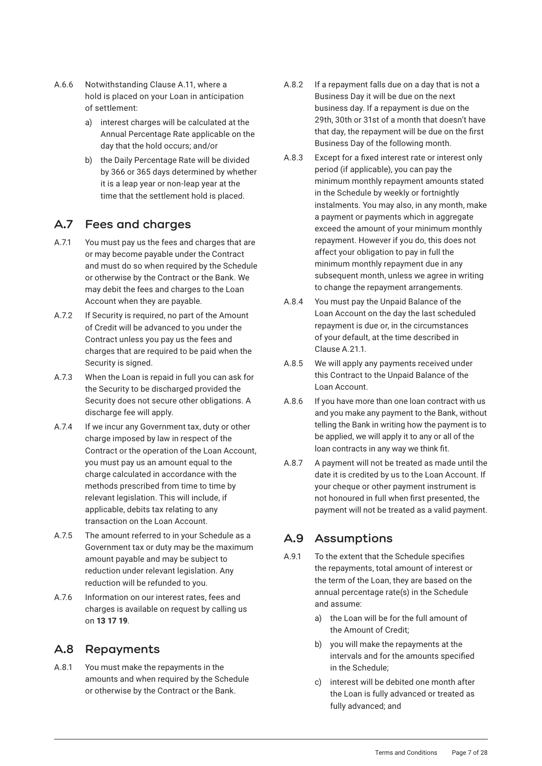A.6.6 Notwithstanding Clause A.11, where a hold is placed on your Loan in anticipation of settlement:

a) interest charges will be calculated at the Annual Percentage Rate applicable on the day that the hold occurs; and/or

b) the Daily Percentage Rate will be divided by 366 or 365 days determined by whether it is a leap year or non-leap year at the time that the settlement hold is placed.

## A.7 Fees and charges

A.7.1 You must pay us the fees and charges that are or may become payable under the Contract and must do so when required by the Schedule or otherwise by the Contract or the Bank. We may debit the fees and charges to the Loan Account when they are payable.

A.7.2 If Security is required, no part of the Amount of Credit will be advanced to you under the Contract unless you pay us the fees and charges that are required to be paid when the Security is signed.

A.7.3 When the Loan is repaid in full you can ask for the Security to be discharged provided the Security does not secure other obligations. A discharge fee will apply.

A.7.4 If we incur any Government tax, duty or other charge imposed by law in respect of the Contract or the operation of the Loan Account, you must pay us an amount equal to the charge calculated in accordance with the methods prescribed from time to time by relevant legislation. This will include, if applicable, debits tax relating to any transaction on the Loan Account.

A.7.5 The amount referred to in your Schedule as a Government tax or duty may be the maximum amount payable and may be subject to reduction under relevant legislation. Any reduction will be refunded to you.

A.7.6 Information on our interest rates, fees and charges is available on request by calling us on **13 17 19**.

## A.8 Repayments

A.8.1 You must make the repayments in the amounts and when required by the Schedule or otherwise by the Contract or the Bank.

A.8.2 If a repayment falls due on a day that is not a Business Day it will be due on the next business day. If a repayment is due on the 29th, 30th or 31st of a month that doesn't have that day, the repayment will be due on the first Business Day of the following month.

A.8.3 Except for a fixed interest rate or interest only period (if applicable), you can pay the minimum monthly repayment amounts stated in the Schedule by weekly or fortnightly instalments. You may also, in any month, make a payment or payments which in aggregate exceed the amount of your minimum monthly repayment. However if you do, this does not affect your obligation to pay in full the minimum monthly repayment due in any subsequent month, unless we agree in writing to change the repayment arrangements.

A.8.4 You must pay the Unpaid Balance of the Loan Account on the day the last scheduled repayment is due or, in the circumstances of your default, at the time described in Clause A.21.1.

A.8.5 We will apply any payments received under this Contract to the Unpaid Balance of the Loan Account.

A.8.6 If you have more than one loan contract with us and you make any payment to the Bank, without telling the Bank in writing how the payment is to be applied, we will apply it to any or all of the loan contracts in any way we think fit.

A.8.7 A payment will not be treated as made until the date it is credited by us to the Loan Account. If your cheque or other payment instrument is not honoured in full when first presented, the payment will not be treated as a valid payment.

## A.9 Assumptions

A.9.1 To the extent that the Schedule specifies the repayments, total amount of interest or the term of the Loan, they are based on the annual percentage rate(s) in the Schedule and assume:

a) the Loan will be for the full amount of the Amount of Credit;

b) you will make the repayments at the intervals and for the amounts specified in the Schedule;

c) interest will be debited one month after the Loan is fully advanced or treated as fully advanced; and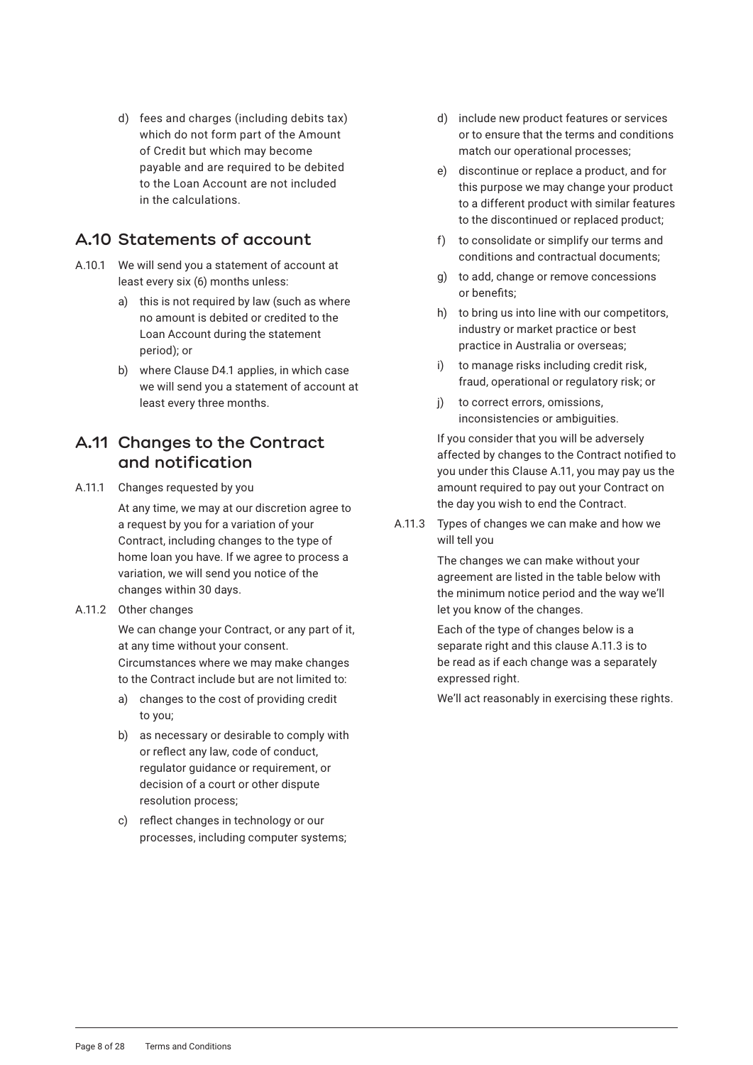d) fees and charges (including debits tax) which do not form part of the Amount of Credit but which may become payable and are required to be debited to the Loan Account are not included in the calculations.

## A.10 Statements of account

A.10.1 We will send you a statement of account at least every six (6) months unless:

a) this is not required by law (such as where no amount is debited or credited to the Loan Account during the statement period); or

b) where Clause D4.1 applies, in which case we will send you a statement of account at least every three months.

## A.11 Changes to the Contract and notification

A.11.1 Changes requested by you

At any time, we may at our discretion agree to a request by you for a variation of your Contract, including changes to the type of home loan you have. If we agree to process a variation, we will send you notice of the changes within 30 days.

A.11.2 Other changes

We can change your Contract, or any part of it, at any time without your consent. Circumstances where we may make changes to the Contract include but are not limited to:

a) changes to the cost of providing credit to you;

b) as necessary or desirable to comply with or reflect any law, code of conduct, regulator guidance or requirement, or decision of a court or other dispute resolution process;

c) reflect changes in technology or our processes, including computer systems;

d) include new product features or services or to ensure that the terms and conditions match our operational processes;

e) discontinue or replace a product, and for this purpose we may change your product to a different product with similar features to the discontinued or replaced product;

f) to consolidate or simplify our terms and conditions and contractual documents;

g) to add, change or remove concessions or benefits;

h) to bring us into line with our competitors, industry or market practice or best practice in Australia or overseas;

i) to manage risks including credit risk, fraud, operational or regulatory risk; or

j) to correct errors, omissions, inconsistencies or ambiguities.

If you consider that you will be adversely affected by changes to the Contract notified to you under this Clause A.11, you may pay us the amount required to pay out your Contract on the day you wish to end the Contract.

A.11.3 Types of changes we can make and how we will tell you

The changes we can make without your agreement are listed in the table below with the minimum notice period and the way we'll let you know of the changes.

Each of the type of changes below is a separate right and this clause A.11.3 is to be read as if each change was a separately expressed right.

We'll act reasonably in exercising these rights.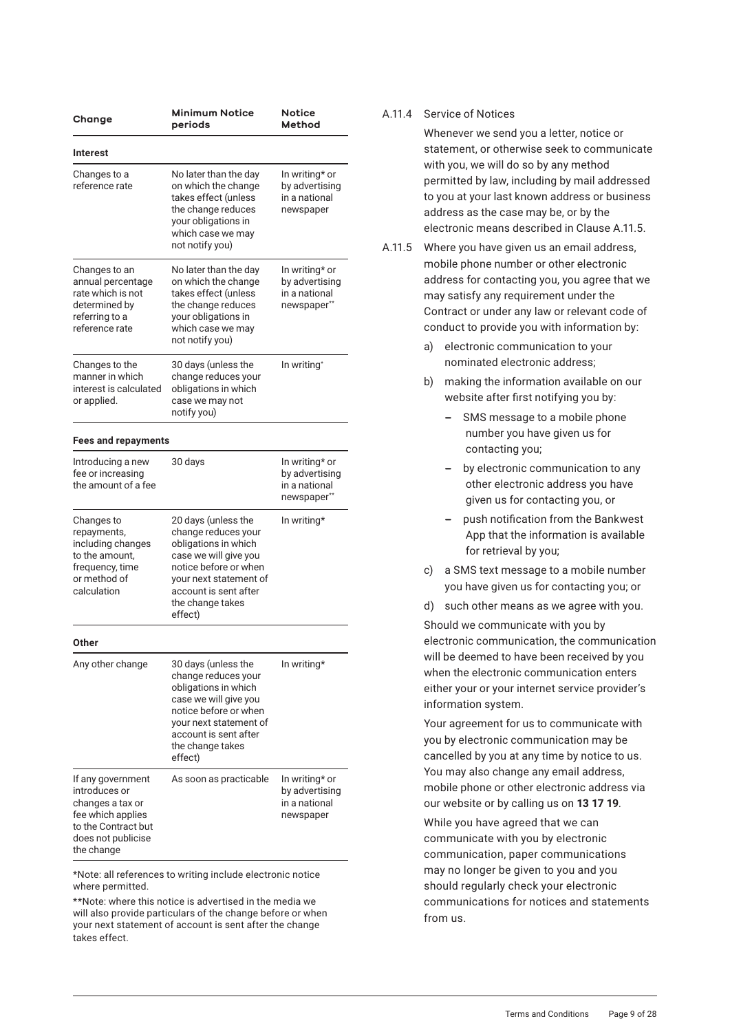| Change | Minimum Notice periods | Notice Method |
|---|---|---|
| **Interest** | | |
| Changes to a reference rate | No later than the day on which the change takes effect (unless the change reduces your obligations in which case we may not notify you) | In writing* or by advertising in a national newspaper |
| Changes to an annual percentage rate which is not determined by referring to a reference rate | No later than the day on which the change takes effect (unless the change reduces your obligations in which case we may not notify you) | In writing* or by advertising in a national newspaper** |
| Changes to the manner in which interest is calculated or applied. | 30 days (unless the change reduces your obligations in which case we may not notify you) | In writing* |
| **Fees and repayments** | | |
| Introducing a new fee or increasing the amount of a fee | 30 days | In writing* or by advertising in a national newspaper** |
| Changes to repayments, including changes to the amount, frequency, time or method of calculation | 20 days (unless the change reduces your obligations in which case we will give you notice before or when your next statement of account is sent after the change takes effect) | In writing* |
| **Other** | | |
| Any other change | 30 days (unless the change reduces your obligations in which case we will give you notice before or when your next statement of account is sent after the change takes effect) | In writing* |
| If any government introduces or changes a tax or fee which applies to the Contract but does not publicise the change | As soon as practicable | In writing* or by advertising in a national newspaper |

*Note: all references to writing include electronic notice where permitted.

**Note: where this notice is advertised in the media we will also provide particulars of the change before or when your next statement of account is sent after the change takes effect.

A.11.4 Service of Notices

Whenever we send you a letter, notice or statement, or otherwise seek to communicate with you, we will do so by any method permitted by law, including by mail addressed to you at your last known address or business address as the case may be, or by the electronic means described in Clause A.11.5.

A.11.5 Where you have given us an email address, mobile phone number or other electronic address for contacting you, you agree that we may satisfy any requirement under the Contract or under any law or relevant code of conduct to provide you with information by:

a) electronic communication to your nominated electronic address;

b) making the information available on our website after first notifying you by:
   - SMS message to a mobile phone number you have given us for contacting you;
   - by electronic communication to any other electronic address you have given us for contacting you, or
   - push notification from the Bankwest App that the information is available for retrieval by you;

c) a SMS text message to a mobile number you have given us for contacting you; or

d) such other means as we agree with you.

Should we communicate with you by electronic communication, the communication will be deemed to have been received by you when the electronic communication enters either your or your internet service provider's information system.

Your agreement for us to communicate with you by electronic communication may be cancelled by you at any time by notice to us. You may also change any email address, mobile phone or other electronic address via our website or by calling us on **13 17 19**.

While you have agreed that we can communicate with you by electronic communication, paper communications may no longer be given to you and you should regularly check your electronic communications for notices and statements from us.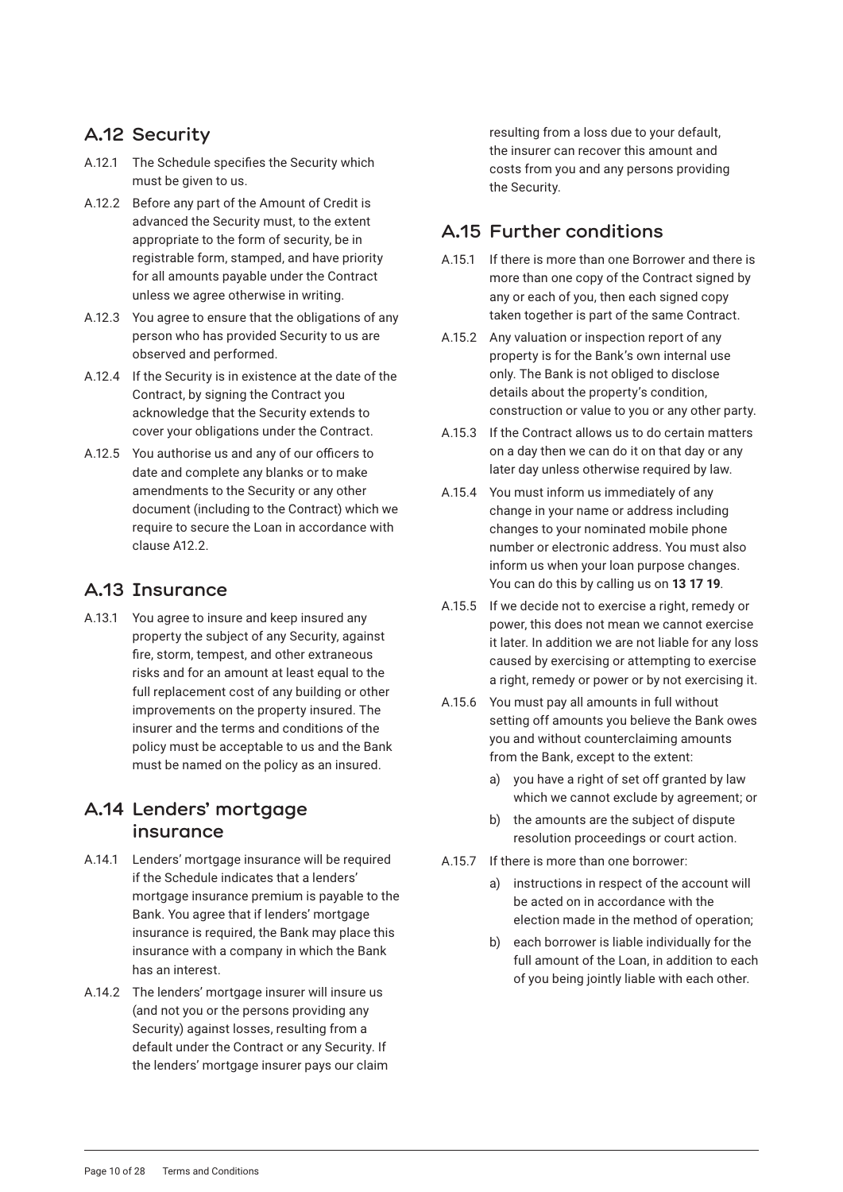## A.12 Security

A.12.1 The Schedule specifies the Security which must be given to us.

A.12.2 Before any part of the Amount of Credit is advanced the Security must, to the extent appropriate to the form of security, be in registrable form, stamped, and have priority for all amounts payable under the Contract unless we agree otherwise in writing.

A.12.3 You agree to ensure that the obligations of any person who has provided Security to us are observed and performed.

A.12.4 If the Security is in existence at the date of the Contract, by signing the Contract you acknowledge that the Security extends to cover your obligations under the Contract.

A.12.5 You authorise us and any of our officers to date and complete any blanks or to make amendments to the Security or any other document (including to the Contract) which we require to secure the Loan in accordance with clause A12.2.

## A.13 Insurance

A.13.1 You agree to insure and keep insured any property the subject of any Security, against fire, storm, tempest, and other extraneous risks and for an amount at least equal to the full replacement cost of any building or other improvements on the property insured. The insurer and the terms and conditions of the policy must be acceptable to us and the Bank must be named on the policy as an insured.

## A.14 Lenders' mortgage insurance

A.14.1 Lenders' mortgage insurance will be required if the Schedule indicates that a lenders' mortgage insurance premium is payable to the Bank. You agree that if lenders' mortgage insurance is required, the Bank may place this insurance with a company in which the Bank has an interest.

A.14.2 The lenders' mortgage insurer will insure us (and not you or the persons providing any Security) against losses, resulting from a default under the Contract or any Security. If the lenders' mortgage insurer pays our claim resulting from a loss due to your default, the insurer can recover this amount and costs from you and any persons providing the Security.

## A.15 Further conditions

A.15.1 If there is more than one Borrower and there is more than one copy of the Contract signed by any or each of you, then each signed copy taken together is part of the same Contract.

A.15.2 Any valuation or inspection report of any property is for the Bank's own internal use only. The Bank is not obliged to disclose details about the property's condition, construction or value to you or any other party.

A.15.3 If the Contract allows us to do certain matters on a day then we can do it on that day or any later day unless otherwise required by law.

A.15.4 You must inform us immediately of any change in your name or address including changes to your nominated mobile phone number or electronic address. You must also inform us when your loan purpose changes. You can do this by calling us on **13 17 19**.

A.15.5 If we decide not to exercise a right, remedy or power, this does not mean we cannot exercise it later. In addition we are not liable for any loss caused by exercising or attempting to exercise a right, remedy or power or by not exercising it.

A.15.6 You must pay all amounts in full without setting off amounts you believe the Bank owes you and without counterclaiming amounts from the Bank, except to the extent:

a) you have a right of set off granted by law which we cannot exclude by agreement; or

b) the amounts are the subject of dispute resolution proceedings or court action.

A.15.7 If there is more than one borrower:

a) instructions in respect of the account will be acted on in accordance with the election made in the method of operation;

b) each borrower is liable individually for the full amount of the Loan, in addition to each of you being jointly liable with each other.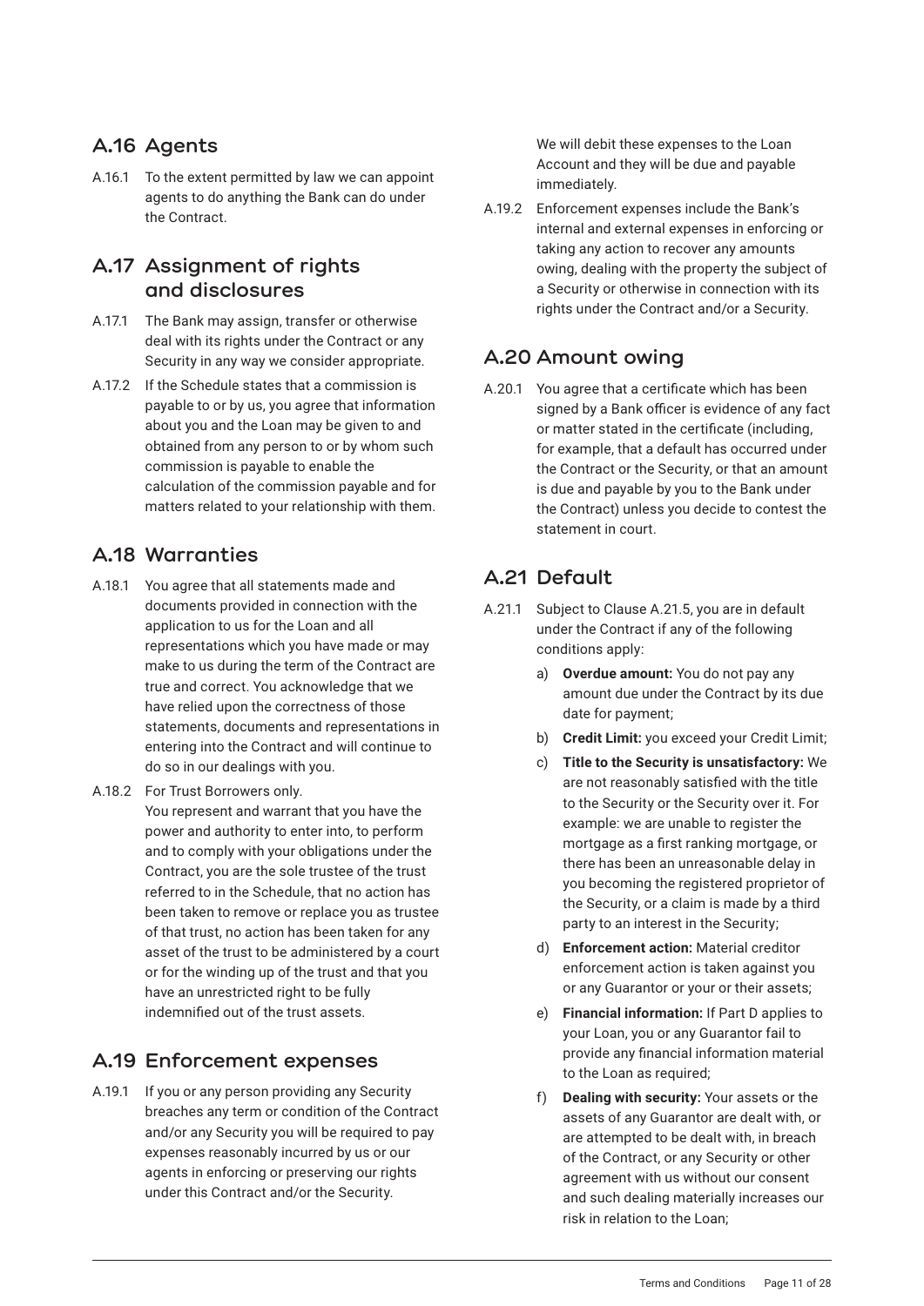## A.16 Agents

A.16.1 To the extent permitted by law we can appoint agents to do anything the Bank can do under the Contract.

## A.17 Assignment of rights and disclosures

A.17.1 The Bank may assign, transfer or otherwise deal with its rights under the Contract or any Security in any way we consider appropriate.

A.17.2 If the Schedule states that a commission is payable to or by us, you agree that information about you and the Loan may be given to and obtained from any person to or by whom such commission is payable to enable the calculation of the commission payable and for matters related to your relationship with them.

## A.18 Warranties

A.18.1 You agree that all statements made and documents provided in connection with the application to us for the Loan and all representations which you have made or may make to us during the term of the Contract are true and correct. You acknowledge that we have relied upon the correctness of those statements, documents and representations in entering into the Contract and will continue to do so in our dealings with you.

A.18.2 For Trust Borrowers only.
You represent and warrant that you have the power and authority to enter into, to perform and to comply with your obligations under the Contract, you are the sole trustee of the trust referred to in the Schedule, that no action has been taken to remove or replace you as trustee of that trust, no action has been taken for any asset of the trust to be administered by a court or for the winding up of the trust and that you have an unrestricted right to be fully indemnified out of the trust assets.

## A.19 Enforcement expenses

A.19.1 If you or any person providing any Security breaches any term or condition of the Contract and/or any Security you will be required to pay expenses reasonably incurred by us or our agents in enforcing or preserving our rights under this Contract and/or the Security.
We will debit these expenses to the Loan Account and they will be due and payable immediately.

A.19.2 Enforcement expenses include the Bank's internal and external expenses in enforcing or taking any action to recover any amounts owing, dealing with the property the subject of a Security or otherwise in connection with its rights under the Contract and/or a Security.

## A.20 Amount owing

A.20.1 You agree that a certificate which has been signed by a Bank officer is evidence of any fact or matter stated in the certificate (including, for example, that a default has occurred under the Contract or the Security, or that an amount is due and payable by you to the Bank under the Contract) unless you decide to contest the statement in court.

## A.21 Default

A.21.1 Subject to Clause A.21.5, you are in default under the Contract if any of the following conditions apply:

a) **Overdue amount:** You do not pay any amount due under the Contract by its due date for payment;

b) **Credit Limit:** you exceed your Credit Limit;

c) **Title to the Security is unsatisfactory:** We are not reasonably satisfied with the title to the Security or the Security over it. For example: we are unable to register the mortgage as a first ranking mortgage, or there has been an unreasonable delay in you becoming the registered proprietor of the Security, or a claim is made by a third party to an interest in the Security;

d) **Enforcement action:** Material creditor enforcement action is taken against you or any Guarantor or your or their assets;

e) **Financial information:** If Part D applies to your Loan, you or any Guarantor fail to provide any financial information material to the Loan as required;

f) **Dealing with security:** Your assets or the assets of any Guarantor are dealt with, or are attempted to be dealt with, in breach of the Contract, or any Security or other agreement with us without our consent and such dealing materially increases our risk in relation to the Loan;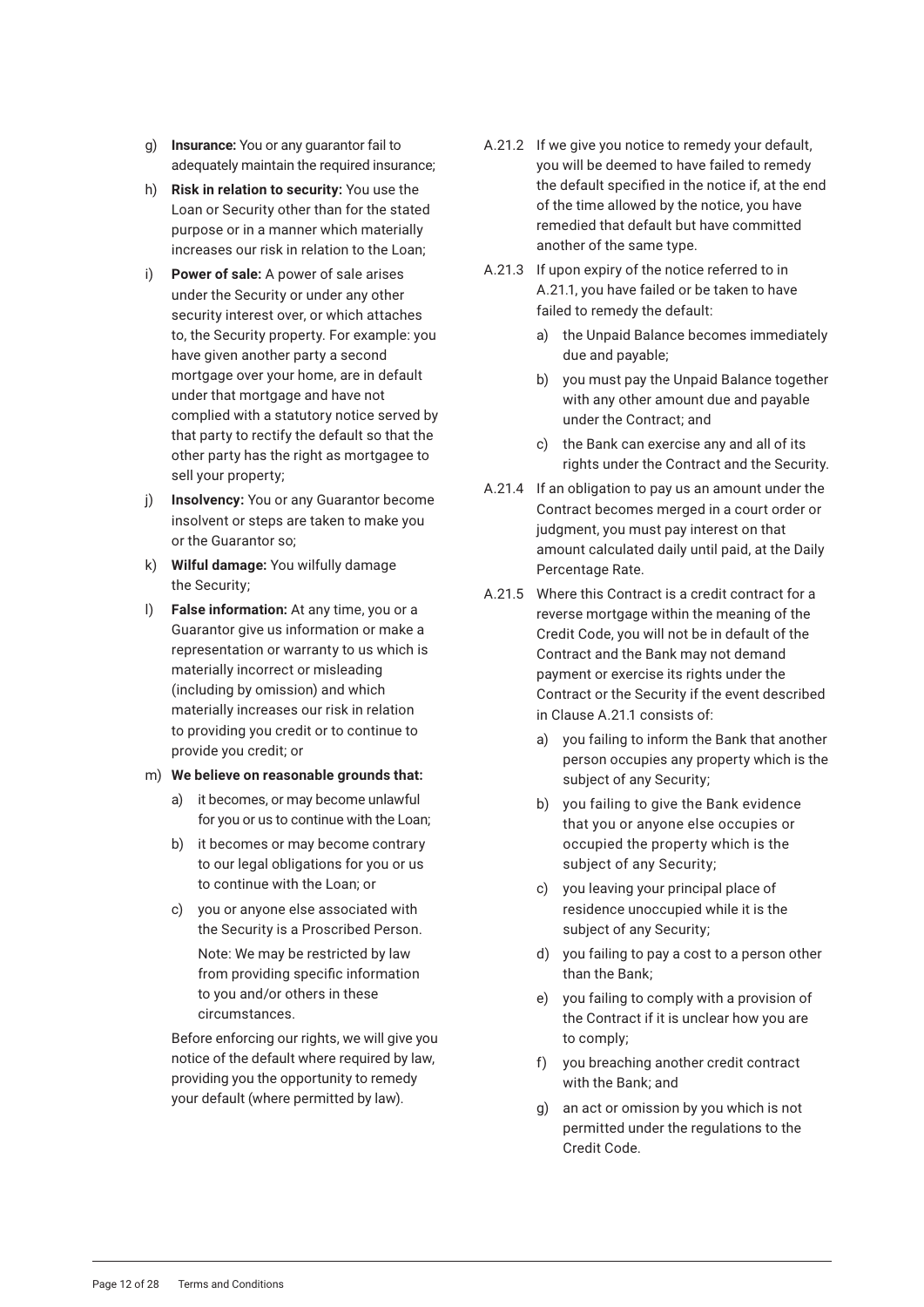g) **Insurance:** You or any guarantor fail to adequately maintain the required insurance;

h) **Risk in relation to security:** You use the Loan or Security other than for the stated purpose or in a manner which materially increases our risk in relation to the Loan;

i) **Power of sale:** A power of sale arises under the Security or under any other security interest over, or which attaches to, the Security property. For example: you have given another party a second mortgage over your home, are in default under that mortgage and have not complied with a statutory notice served by that party to rectify the default so that the other party has the right as mortgagee to sell your property;

j) **Insolvency:** You or any Guarantor become insolvent or steps are taken to make you or the Guarantor so;

k) **Wilful damage:** You wilfully damage the Security;

l) **False information:** At any time, you or a Guarantor give us information or make a representation or warranty to us which is materially incorrect or misleading (including by omission) and which materially increases our risk in relation to providing you credit or to continue to provide you credit; or

m) **We believe on reasonable grounds that:**

   a) it becomes, or may become unlawful for you or us to continue with the Loan;

   b) it becomes or may become contrary to our legal obligations for you or us to continue with the Loan; or

   c) you or anyone else associated with the Security is a Proscribed Person.

      Note: We may be restricted by law from providing specific information to you and/or others in these circumstances.

   Before enforcing our rights, we will give you notice of the default where required by law, providing you the opportunity to remedy your default (where permitted by law).

A.21.2 If we give you notice to remedy your default, you will be deemed to have failed to remedy the default specified in the notice if, at the end of the time allowed by the notice, you have remedied that default but have committed another of the same type.

A.21.3 If upon expiry of the notice referred to in A.21.1, you have failed or be taken to have failed to remedy the default:

   a) the Unpaid Balance becomes immediately due and payable;

   b) you must pay the Unpaid Balance together with any other amount due and payable under the Contract; and

   c) the Bank can exercise any and all of its rights under the Contract and the Security.

A.21.4 If an obligation to pay us an amount under the Contract becomes merged in a court order or judgment, you must pay interest on that amount calculated daily until paid, at the Daily Percentage Rate.

A.21.5 Where this Contract is a credit contract for a reverse mortgage within the meaning of the Credit Code, you will not be in default of the Contract and the Bank may not demand payment or exercise its rights under the Contract or the Security if the event described in Clause A.21.1 consists of:

   a) you failing to inform the Bank that another person occupies any property which is the subject of any Security;

   b) you failing to give the Bank evidence that you or anyone else occupies or occupied the property which is the subject of any Security;

   c) you leaving your principal place of residence unoccupied while it is the subject of any Security;

   d) you failing to pay a cost to a person other than the Bank;

   e) you failing to comply with a provision of the Contract if it is unclear how you are to comply;

   f) you breaching another credit contract with the Bank; and

   g) an act or omission by you which is not permitted under the regulations to the Credit Code.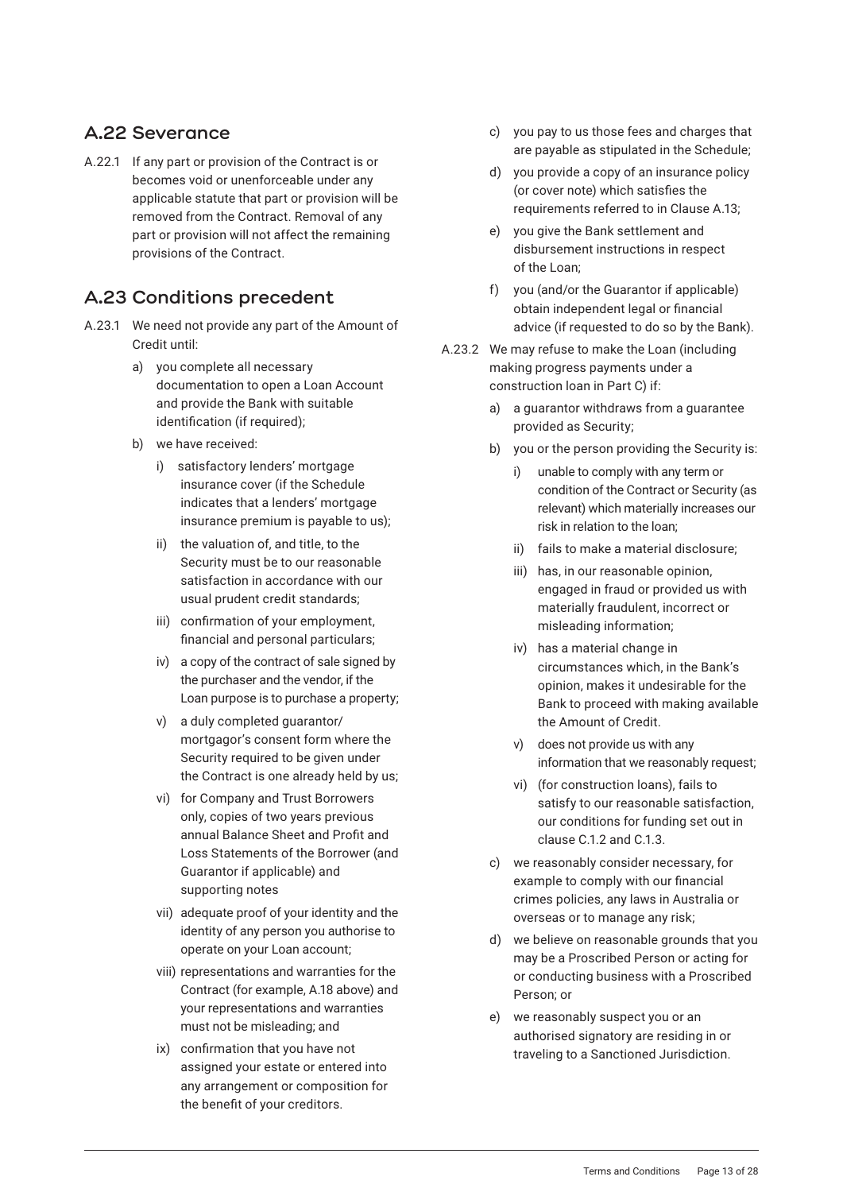## A.22 Severance

A.22.1 If any part or provision of the Contract is or becomes void or unenforceable under any applicable statute that part or provision will be removed from the Contract. Removal of any part or provision will not affect the remaining provisions of the Contract.

## A.23 Conditions precedent

A.23.1 We need not provide any part of the Amount of Credit until:

a) you complete all necessary documentation to open a Loan Account and provide the Bank with suitable identification (if required);

b) we have received:

   i) satisfactory lenders' mortgage insurance cover (if the Schedule indicates that a lenders' mortgage insurance premium is payable to us);

   ii) the valuation of, and title, to the Security must be to our reasonable satisfaction in accordance with our usual prudent credit standards;

   iii) confirmation of your employment, financial and personal particulars;

   iv) a copy of the contract of sale signed by the purchaser and the vendor, if the Loan purpose is to purchase a property;

   v) a duly completed guarantor/ mortgagor's consent form where the Security required to be given under the Contract is one already held by us;

   vi) for Company and Trust Borrowers only, copies of two years previous annual Balance Sheet and Profit and Loss Statements of the Borrower (and Guarantor if applicable) and supporting notes

   vii) adequate proof of your identity and the identity of any person you authorise to operate on your Loan account;

   viii) representations and warranties for the Contract (for example, A.18 above) and your representations and warranties must not be misleading; and

   ix) confirmation that you have not assigned your estate or entered into any arrangement or composition for the benefit of your creditors.

c) you pay to us those fees and charges that are payable as stipulated in the Schedule;

d) you provide a copy of an insurance policy (or cover note) which satisfies the requirements referred to in Clause A.13;

e) you give the Bank settlement and disbursement instructions in respect of the Loan;

f) you (and/or the Guarantor if applicable) obtain independent legal or financial advice (if requested to do so by the Bank).

A.23.2 We may refuse to make the Loan (including making progress payments under a construction loan in Part C) if:

a) a guarantor withdraws from a guarantee provided as Security;

b) you or the person providing the Security is:

   i) unable to comply with any term or condition of the Contract or Security (as relevant) which materially increases our risk in relation to the loan;

   ii) fails to make a material disclosure;

   iii) has, in our reasonable opinion, engaged in fraud or provided us with materially fraudulent, incorrect or misleading information;

   iv) has a material change in circumstances which, in the Bank's opinion, makes it undesirable for the Bank to proceed with making available the Amount of Credit.

   v) does not provide us with any information that we reasonably request;

   vi) (for construction loans), fails to satisfy to our reasonable satisfaction, our conditions for funding set out in clause C.1.2 and C.1.3.

c) we reasonably consider necessary, for example to comply with our financial crimes policies, any laws in Australia or overseas or to manage any risk;

d) we believe on reasonable grounds that you may be a Proscribed Person or acting for or conducting business with a Proscribed Person; or

e) we reasonably suspect you or an authorised signatory are residing in or traveling to a Sanctioned Jurisdiction.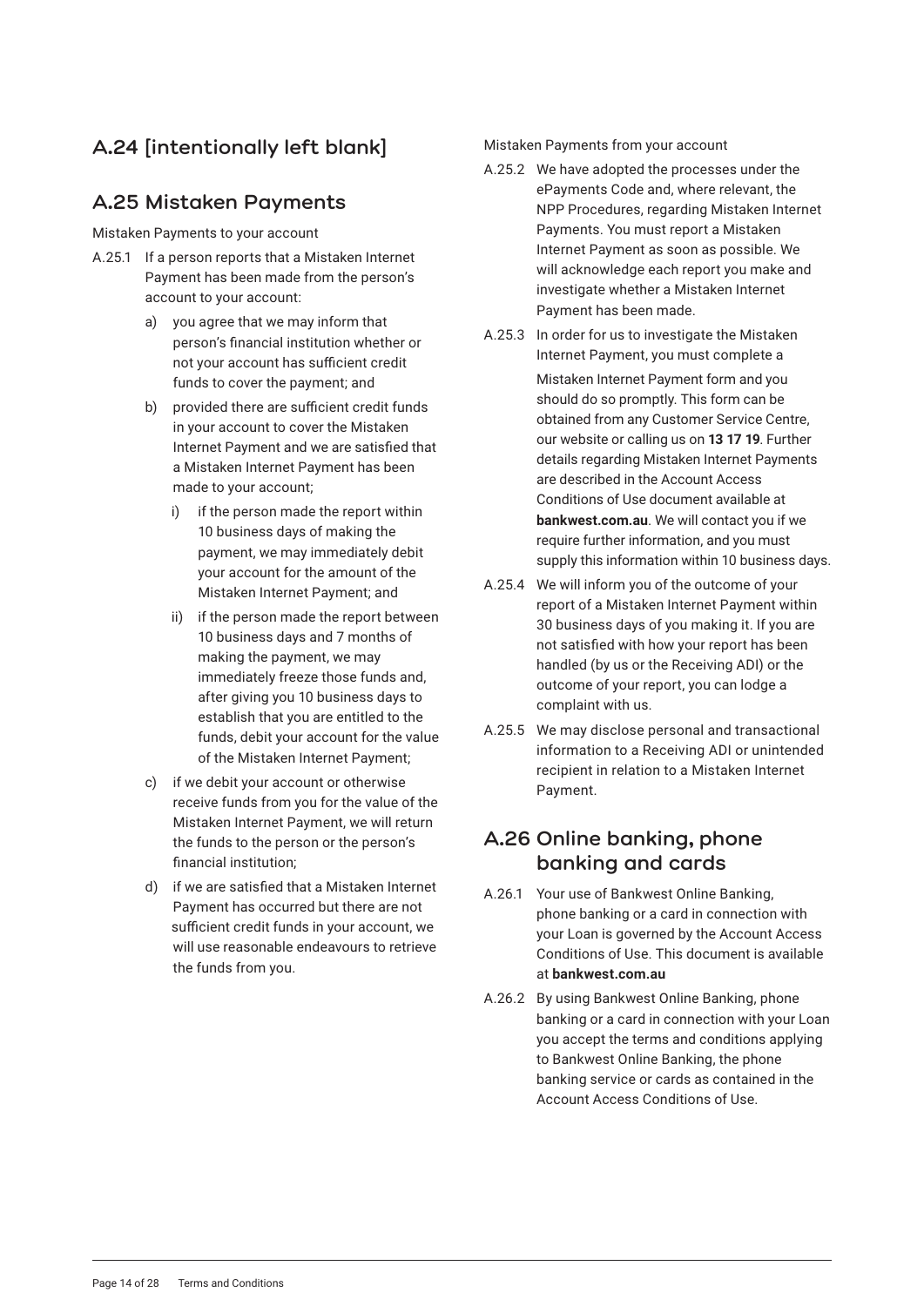## A.24 [intentionally left blank]

## A.25 Mistaken Payments

Mistaken Payments to your account

A.25.1 If a person reports that a Mistaken Internet Payment has been made from the person's account to your account:

a) you agree that we may inform that person's financial institution whether or not your account has sufficient credit funds to cover the payment; and

b) provided there are sufficient credit funds in your account to cover the Mistaken Internet Payment and we are satisfied that a Mistaken Internet Payment has been made to your account;

i) if the person made the report within 10 business days of making the payment, we may immediately debit your account for the amount of the Mistaken Internet Payment; and

ii) if the person made the report between 10 business days and 7 months of making the payment, we may immediately freeze those funds and, after giving you 10 business days to establish that you are entitled to the funds, debit your account for the value of the Mistaken Internet Payment;

c) if we debit your account or otherwise receive funds from you for the value of the Mistaken Internet Payment, we will return the funds to the person or the person's financial institution;

d) if we are satisfied that a Mistaken Internet Payment has occurred but there are not sufficient credit funds in your account, we will use reasonable endeavours to retrieve the funds from you.

Mistaken Payments from your account

A.25.2 We have adopted the processes under the ePayments Code and, where relevant, the NPP Procedures, regarding Mistaken Internet Payments. You must report a Mistaken Internet Payment as soon as possible. We will acknowledge each report you make and investigate whether a Mistaken Internet Payment has been made.

A.25.3 In order for us to investigate the Mistaken Internet Payment, you must complete a Mistaken Internet Payment form and you should do so promptly. This form can be obtained from any Customer Service Centre, our website or calling us on **13 17 19**. Further details regarding Mistaken Internet Payments are described in the Account Access Conditions of Use document available at **bankwest.com.au**. We will contact you if we require further information, and you must supply this information within 10 business days.

A.25.4 We will inform you of the outcome of your report of a Mistaken Internet Payment within 30 business days of you making it. If you are not satisfied with how your report has been handled (by us or the Receiving ADI) or the outcome of your report, you can lodge a complaint with us.

A.25.5 We may disclose personal and transactional information to a Receiving ADI or unintended recipient in relation to a Mistaken Internet Payment.

## A.26 Online banking, phone banking and cards

A.26.1 Your use of Bankwest Online Banking, phone banking or a card in connection with your Loan is governed by the Account Access Conditions of Use. This document is available at **bankwest.com.au**

A.26.2 By using Bankwest Online Banking, phone banking or a card in connection with your Loan you accept the terms and conditions applying to Bankwest Online Banking, the phone banking service or cards as contained in the Account Access Conditions of Use.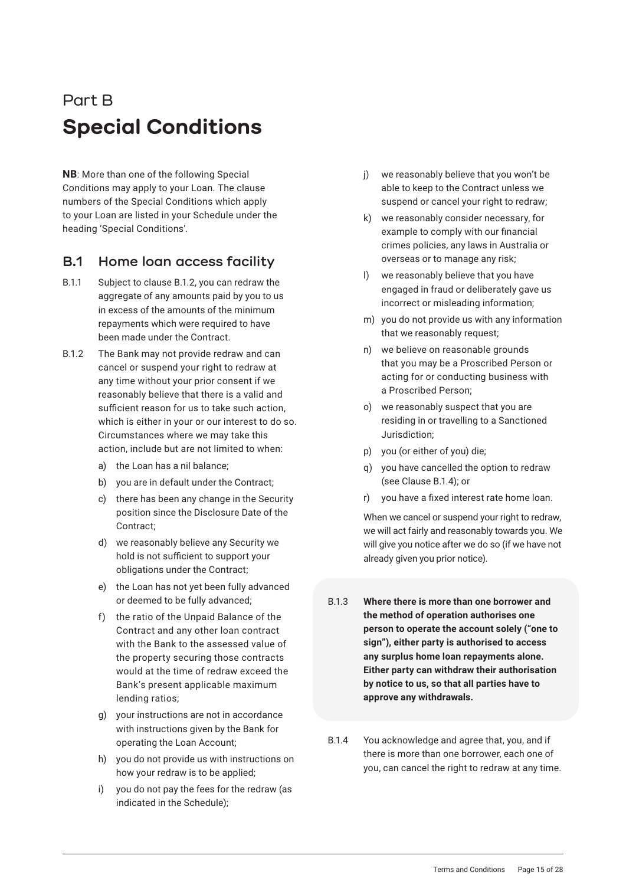# Part B

# Special Conditions

**NB**: More than one of the following Special Conditions may apply to your Loan. The clause numbers of the Special Conditions which apply to your Loan are listed in your Schedule under the heading 'Special Conditions'.

## B.1 Home loan access facility

B.1.1 Subject to clause B.1.2, you can redraw the aggregate of any amounts paid by you to us in excess of the amounts of the minimum repayments which were required to have been made under the Contract.

B.1.2 The Bank may not provide redraw and can cancel or suspend your right to redraw at any time without your prior consent if we reasonably believe that there is a valid and sufficient reason for us to take such action, which is either in your or our interest to do so. Circumstances where we may take this action, include but are not limited to when:

a) the Loan has a nil balance;
b) you are in default under the Contract;
c) there has been any change in the Security position since the Disclosure Date of the Contract;
d) we reasonably believe any Security we hold is not sufficient to support your obligations under the Contract;
e) the Loan has not yet been fully advanced or deemed to be fully advanced;
f) the ratio of the Unpaid Balance of the Contract and any other loan contract with the Bank to the assessed value of the property securing those contracts would at the time of redraw exceed the Bank's present applicable maximum lending ratios;
g) your instructions are not in accordance with instructions given by the Bank for operating the Loan Account;
h) you do not provide us with instructions on how your redraw is to be applied;
i) you do not pay the fees for the redraw (as indicated in the Schedule);
j) we reasonably believe that you won't be able to keep to the Contract unless we suspend or cancel your right to redraw;
k) we reasonably consider necessary, for example to comply with our financial crimes policies, any laws in Australia or overseas or to manage any risk;
l) we reasonably believe that you have engaged in fraud or deliberately gave us incorrect or misleading information;
m) you do not provide us with any information that we reasonably request;
n) we believe on reasonable grounds that you may be a Proscribed Person or acting for or conducting business with a Proscribed Person;
o) we reasonably suspect that you are residing in or travelling to a Sanctioned Jurisdiction;
p) you (or either of you) die;
q) you have cancelled the option to redraw (see Clause B.1.4); or
r) you have a fixed interest rate home loan.

When we cancel or suspend your right to redraw, we will act fairly and reasonably towards you. We will give you notice after we do so (if we have not already given you prior notice).

B.1.3 **Where there is more than one borrower and the method of operation authorises one person to operate the account solely ("one to sign"), either party is authorised to access any surplus home loan repayments alone. Either party can withdraw their authorisation by notice to us, so that all parties have to approve any withdrawals.**

B.1.4 You acknowledge and agree that, you, and if there is more than one borrower, each one of you, can cancel the right to redraw at any time.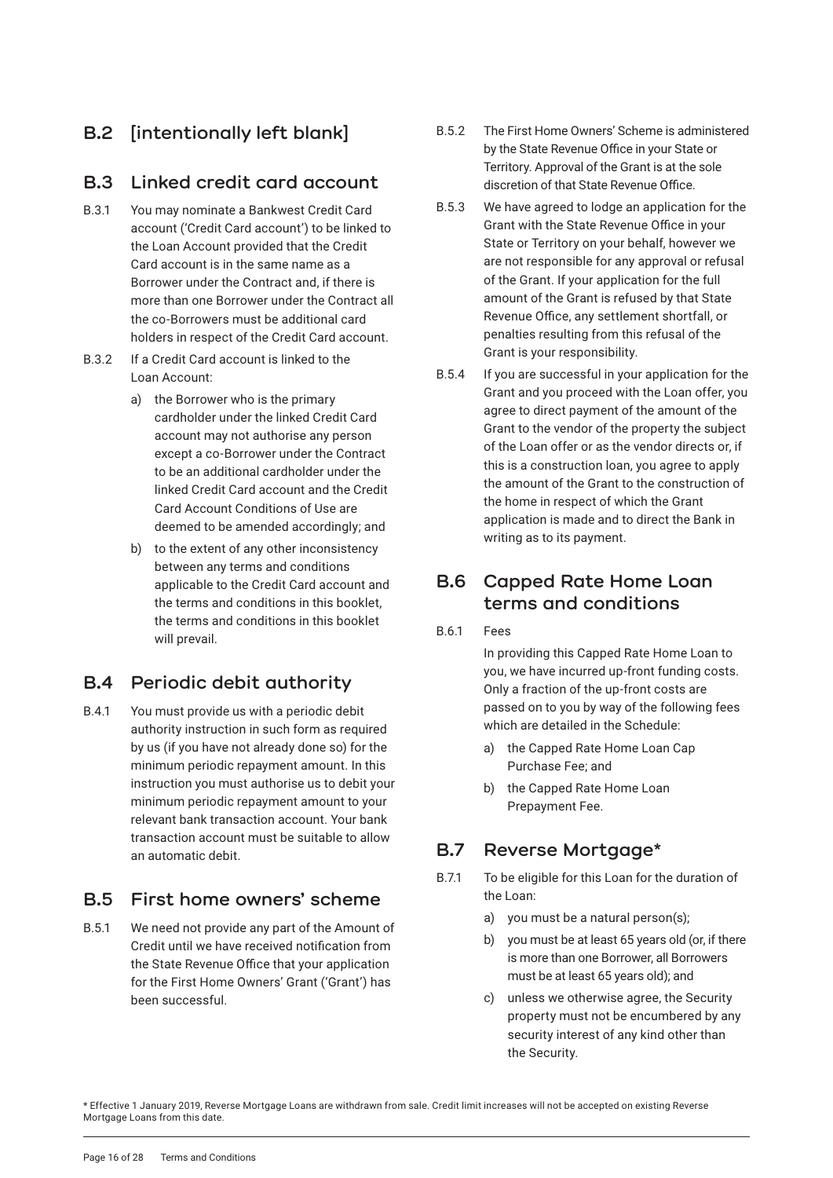## B.2 [intentionally left blank]

## B.3 Linked credit card account

B.3.1 You may nominate a Bankwest Credit Card account ('Credit Card account') to be linked to the Loan Account provided that the Credit Card account is in the same name as a Borrower under the Contract and, if there is more than one Borrower under the Contract all the co-Borrowers must be additional card holders in respect of the Credit Card account.

B.3.2 If a Credit Card account is linked to the Loan Account:

a) the Borrower who is the primary cardholder under the linked Credit Card account may not authorise any person except a co-Borrower under the Contract to be an additional cardholder under the linked Credit Card account and the Credit Card Account Conditions of Use are deemed to be amended accordingly; and

b) to the extent of any other inconsistency between any terms and conditions applicable to the Credit Card account and the terms and conditions in this booklet, the terms and conditions in this booklet will prevail.

## B.4 Periodic debit authority

B.4.1 You must provide us with a periodic debit authority instruction in such form as required by us (if you have not already done so) for the minimum periodic repayment amount. In this instruction you must authorise us to debit your minimum periodic repayment amount to your relevant bank transaction account. Your bank transaction account must be suitable to allow an automatic debit.

## B.5 First home owners' scheme

B.5.1 We need not provide any part of the Amount of Credit until we have received notification from the State Revenue Office that your application for the First Home Owners' Grant ('Grant') has been successful.

B.5.2 The First Home Owners' Scheme is administered by the State Revenue Office in your State or Territory. Approval of the Grant is at the sole discretion of that State Revenue Office.

B.5.3 We have agreed to lodge an application for the Grant with the State Revenue Office in your State or Territory on your behalf, however we are not responsible for any approval or refusal of the Grant. If your application for the full amount of the Grant is refused by that State Revenue Office, any settlement shortfall, or penalties resulting from this refusal of the Grant is your responsibility.

B.5.4 If you are successful in your application for the Grant and you proceed with the Loan offer, you agree to direct payment of the amount of the Grant to the vendor of the property the subject of the Loan offer or as the vendor directs or, if this is a construction loan, you agree to apply the amount of the Grant to the construction of the home in respect of which the Grant application is made and to direct the Bank in writing as to its payment.

## B.6 Capped Rate Home Loan terms and conditions

B.6.1 Fees

In providing this Capped Rate Home Loan to you, we have incurred up-front funding costs. Only a fraction of the up-front costs are passed on to you by way of the following fees which are detailed in the Schedule:

a) the Capped Rate Home Loan Cap Purchase Fee; and

b) the Capped Rate Home Loan Prepayment Fee.

## B.7 Reverse Mortgage*

B.7.1 To be eligible for this Loan for the duration of the Loan:

a) you must be a natural person(s);

b) you must be at least 65 years old (or, if there is more than one Borrower, all Borrowers must be at least 65 years old); and

c) unless we otherwise agree, the Security property must not be encumbered by any security interest of any kind other than the Security.

* Effective 1 January 2019, Reverse Mortgage Loans are withdrawn from sale. Credit limit increases will not be accepted on existing Reverse Mortgage Loans from this date.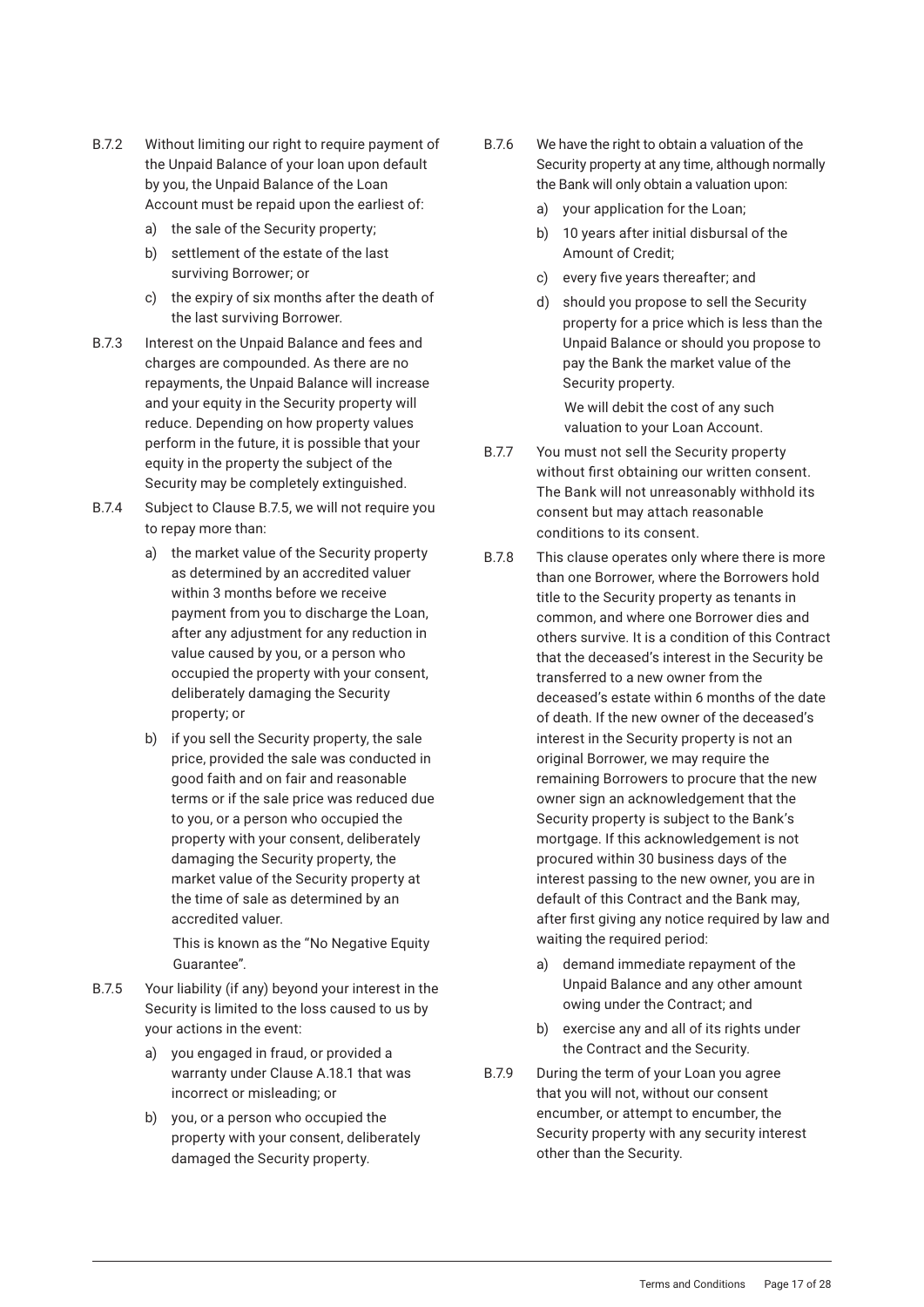B.7.2 Without limiting our right to require payment of the Unpaid Balance of your loan upon default by you, the Unpaid Balance of the Loan Account must be repaid upon the earliest of:

a) the sale of the Security property;

b) settlement of the estate of the last surviving Borrower; or

c) the expiry of six months after the death of the last surviving Borrower.

B.7.3 Interest on the Unpaid Balance and fees and charges are compounded. As there are no repayments, the Unpaid Balance will increase and your equity in the Security property will reduce. Depending on how property values perform in the future, it is possible that your equity in the property the subject of the Security may be completely extinguished.

B.7.4 Subject to Clause B.7.5, we will not require you to repay more than:

a) the market value of the Security property as determined by an accredited valuer within 3 months before we receive payment from you to discharge the Loan, after any adjustment for any reduction in value caused by you, or a person who occupied the property with your consent, deliberately damaging the Security property; or

b) if you sell the Security property, the sale price, provided the sale was conducted in good faith and on fair and reasonable terms or if the sale price was reduced due to you, or a person who occupied the property with your consent, deliberately damaging the Security property, the market value of the Security property at the time of sale as determined by an accredited valuer.

This is known as the "No Negative Equity Guarantee".

B.7.5 Your liability (if any) beyond your interest in the Security is limited to the loss caused to us by your actions in the event:

a) you engaged in fraud, or provided a warranty under Clause A.18.1 that was incorrect or misleading; or

b) you, or a person who occupied the property with your consent, deliberately damaged the Security property.

B.7.6 We have the right to obtain a valuation of the Security property at any time, although normally the Bank will only obtain a valuation upon:

a) your application for the Loan;

b) 10 years after initial disbursal of the Amount of Credit;

c) every five years thereafter; and

d) should you propose to sell the Security property for a price which is less than the Unpaid Balance or should you propose to pay the Bank the market value of the Security property.

We will debit the cost of any such valuation to your Loan Account.

B.7.7 You must not sell the Security property without first obtaining our written consent. The Bank will not unreasonably withhold its consent but may attach reasonable conditions to its consent.

B.7.8 This clause operates only where there is more than one Borrower, where the Borrowers hold title to the Security property as tenants in common, and where one Borrower dies and others survive. It is a condition of this Contract that the deceased's interest in the Security be transferred to a new owner from the deceased's estate within 6 months of the date of death. If the new owner of the deceased's interest in the Security property is not an original Borrower, we may require the remaining Borrowers to procure that the new owner sign an acknowledgement that the Security property is subject to the Bank's mortgage. If this acknowledgement is not procured within 30 business days of the interest passing to the new owner, you are in default of this Contract and the Bank may, after first giving any notice required by law and waiting the required period:

a) demand immediate repayment of the Unpaid Balance and any other amount owing under the Contract; and

b) exercise any and all of its rights under the Contract and the Security.

B.7.9 During the term of your Loan you agree that you will not, without our consent encumber, or attempt to encumber, the Security property with any security interest other than the Security.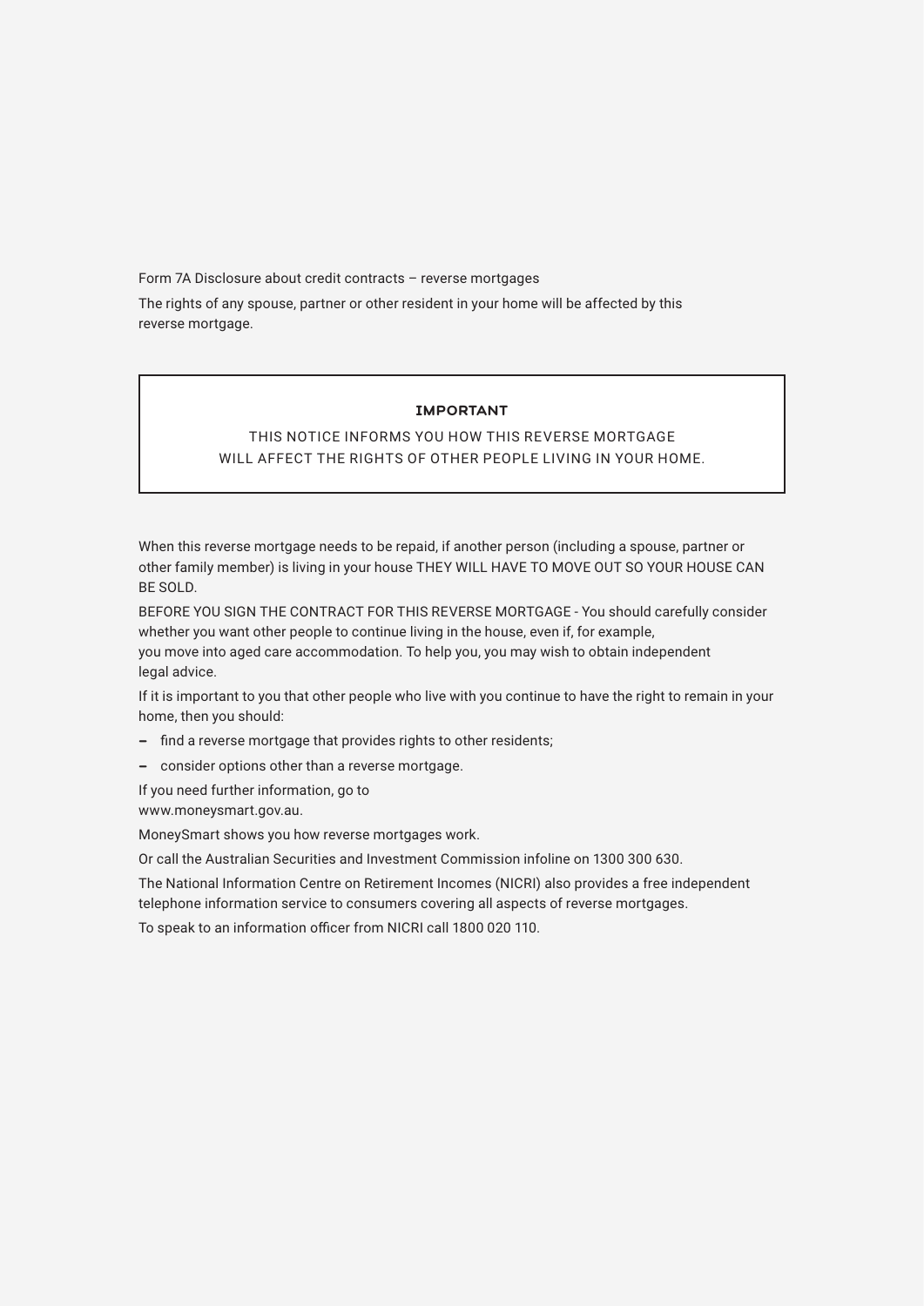Form 7A Disclosure about credit contracts – reverse mortgages

The rights of any spouse, partner or other resident in your home will be affected by this reverse mortgage.

**IMPORTANT**

THIS NOTICE INFORMS YOU HOW THIS REVERSE MORTGAGE WILL AFFECT THE RIGHTS OF OTHER PEOPLE LIVING IN YOUR HOME.

When this reverse mortgage needs to be repaid, if another person (including a spouse, partner or other family member) is living in your house THEY WILL HAVE TO MOVE OUT SO YOUR HOUSE CAN BE SOLD.

BEFORE YOU SIGN THE CONTRACT FOR THIS REVERSE MORTGAGE - You should carefully consider whether you want other people to continue living in the house, even if, for example, you move into aged care accommodation. To help you, you may wish to obtain independent legal advice.

If it is important to you that other people who live with you continue to have the right to remain in your home, then you should:

- find a reverse mortgage that provides rights to other residents;
- consider options other than a reverse mortgage.

If you need further information, go to www.moneysmart.gov.au.

MoneySmart shows you how reverse mortgages work.

Or call the Australian Securities and Investment Commission infoline on 1300 300 630.

The National Information Centre on Retirement Incomes (NICRI) also provides a free independent telephone information service to consumers covering all aspects of reverse mortgages.

To speak to an information officer from NICRI call 1800 020 110.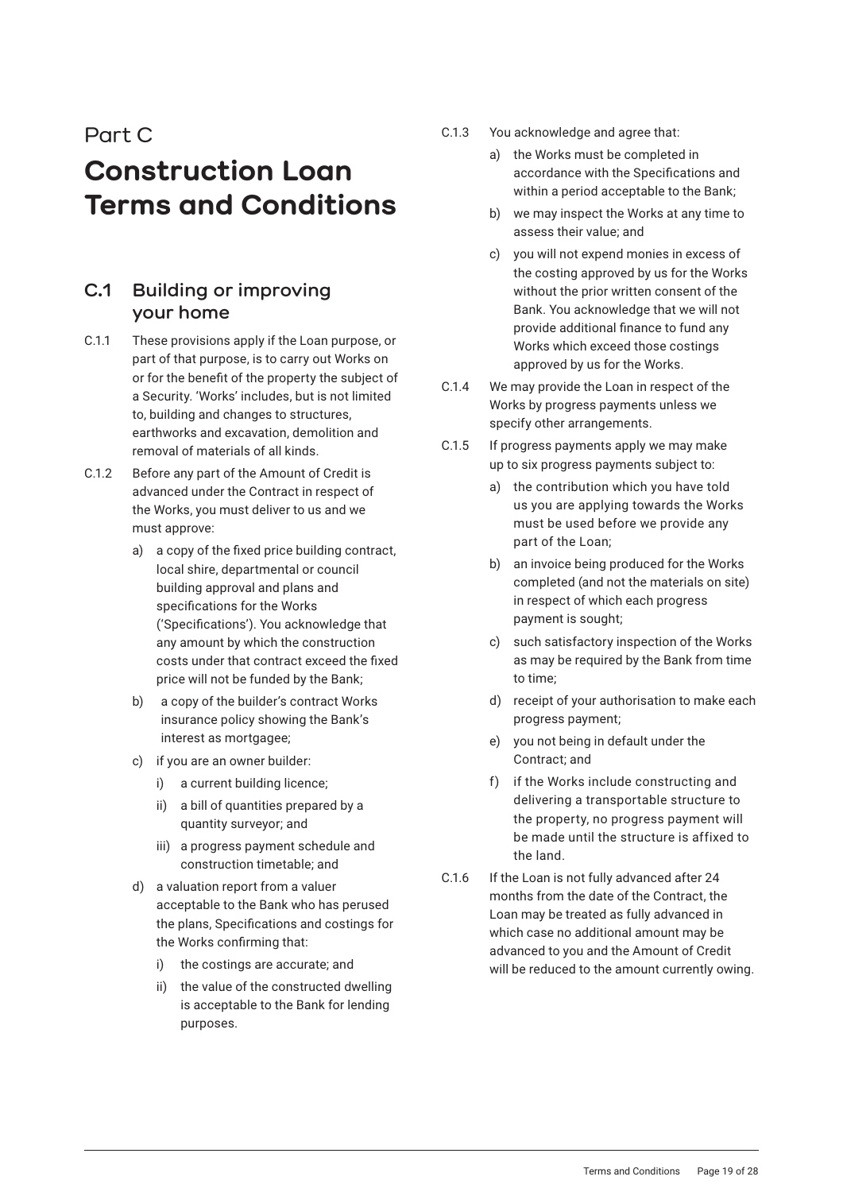Part C

# Construction Loan Terms and Conditions

## C.1 Building or improving your home

C.1.1 These provisions apply if the Loan purpose, or part of that purpose, is to carry out Works on or for the benefit of the property the subject of a Security. 'Works' includes, but is not limited to, building and changes to structures, earthworks and excavation, demolition and removal of materials of all kinds.

C.1.2 Before any part of the Amount of Credit is advanced under the Contract in respect of the Works, you must deliver to us and we must approve:

- a) a copy of the fixed price building contract, local shire, departmental or council building approval and plans and specifications for the Works ('Specifications'). You acknowledge that any amount by which the construction costs under that contract exceed the fixed price will not be funded by the Bank;
- b) a copy of the builder's contract Works insurance policy showing the Bank's interest as mortgagee;
- c) if you are an owner builder:
  - i) a current building licence;
  - ii) a bill of quantities prepared by a quantity surveyor; and
  - iii) a progress payment schedule and construction timetable; and
- d) a valuation report from a valuer acceptable to the Bank who has perused the plans, Specifications and costings for the Works confirming that:
  - i) the costings are accurate; and
  - ii) the value of the constructed dwelling is acceptable to the Bank for lending purposes.

C.1.3 You acknowledge and agree that:

- a) the Works must be completed in accordance with the Specifications and within a period acceptable to the Bank;
- b) we may inspect the Works at any time to assess their value; and
- c) you will not expend monies in excess of the costing approved by us for the Works without the prior written consent of the Bank. You acknowledge that we will not provide additional finance to fund any Works which exceed those costings approved by us for the Works.

C.1.4 We may provide the Loan in respect of the Works by progress payments unless we specify other arrangements.

C.1.5 If progress payments apply we may make up to six progress payments subject to:

- a) the contribution which you have told us you are applying towards the Works must be used before we provide any part of the Loan;
- b) an invoice being produced for the Works completed (and not the materials on site) in respect of which each progress payment is sought;
- c) such satisfactory inspection of the Works as may be required by the Bank from time to time;
- d) receipt of your authorisation to make each progress payment;
- e) you not being in default under the Contract; and
- f) if the Works include constructing and delivering a transportable structure to the property, no progress payment will be made until the structure is affixed to the land.

C.1.6 If the Loan is not fully advanced after 24 months from the date of the Contract, the Loan may be treated as fully advanced in which case no additional amount may be advanced to you and the Amount of Credit will be reduced to the amount currently owing.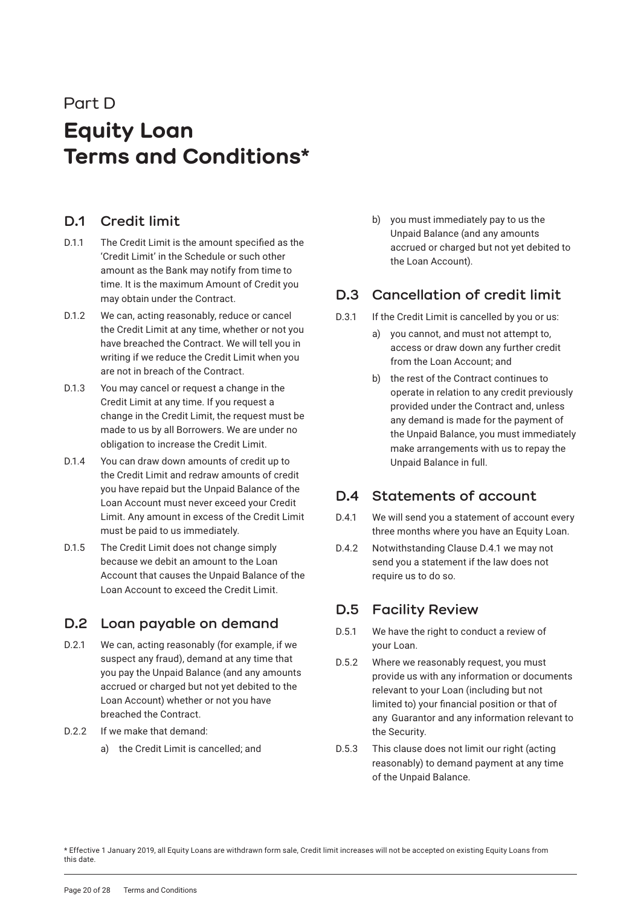Part D

# Equity Loan Terms and Conditions*

## D.1 Credit limit

D.1.1 The Credit Limit is the amount specified as the 'Credit Limit' in the Schedule or such other amount as the Bank may notify from time to time. It is the maximum Amount of Credit you may obtain under the Contract.

D.1.2 We can, acting reasonably, reduce or cancel the Credit Limit at any time, whether or not you have breached the Contract. We will tell you in writing if we reduce the Credit Limit when you are not in breach of the Contract.

D.1.3 You may cancel or request a change in the Credit Limit at any time. If you request a change in the Credit Limit, the request must be made to us by all Borrowers. We are under no obligation to increase the Credit Limit.

D.1.4 You can draw down amounts of credit up to the Credit Limit and redraw amounts of credit you have repaid but the Unpaid Balance of the Loan Account must never exceed your Credit Limit. Any amount in excess of the Credit Limit must be paid to us immediately.

D.1.5 The Credit Limit does not change simply because we debit an amount to the Loan Account that causes the Unpaid Balance of the Loan Account to exceed the Credit Limit.

## D.2 Loan payable on demand

D.2.1 We can, acting reasonably (for example, if we suspect any fraud), demand at any time that you pay the Unpaid Balance (and any amounts accrued or charged but not yet debited to the Loan Account) whether or not you have breached the Contract.

D.2.2 If we make that demand:

a) the Credit Limit is cancelled; and

b) you must immediately pay to us the Unpaid Balance (and any amounts accrued or charged but not yet debited to the Loan Account).

## D.3 Cancellation of credit limit

D.3.1 If the Credit Limit is cancelled by you or us:

a) you cannot, and must not attempt to, access or draw down any further credit from the Loan Account; and

b) the rest of the Contract continues to operate in relation to any credit previously provided under the Contract and, unless any demand is made for the payment of the Unpaid Balance, you must immediately make arrangements with us to repay the Unpaid Balance in full.

## D.4 Statements of account

D.4.1 We will send you a statement of account every three months where you have an Equity Loan.

D.4.2 Notwithstanding Clause D.4.1 we may not send you a statement if the law does not require us to do so.

## D.5 Facility Review

D.5.1 We have the right to conduct a review of your Loan.

D.5.2 Where we reasonably request, you must provide us with any information or documents relevant to your Loan (including but not limited to) your financial position or that of any Guarantor and any information relevant to the Security.

D.5.3 This clause does not limit our right (acting reasonably) to demand payment at any time of the Unpaid Balance.

* Effective 1 January 2019, all Equity Loans are withdrawn form sale, Credit limit increases will not be accepted on existing Equity Loans from this date.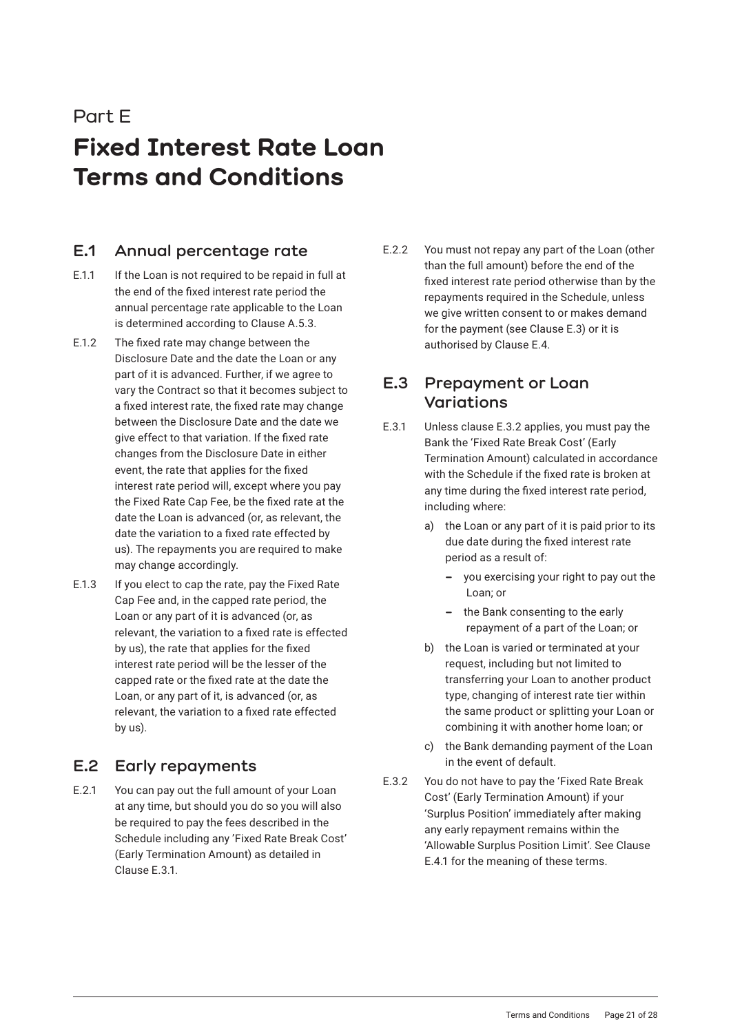Part E

# Fixed Interest Rate Loan Terms and Conditions

## E.1 Annual percentage rate

E.1.1 If the Loan is not required to be repaid in full at the end of the fixed interest rate period the annual percentage rate applicable to the Loan is determined according to Clause A.5.3.

E.1.2 The fixed rate may change between the Disclosure Date and the date the Loan or any part of it is advanced. Further, if we agree to vary the Contract so that it becomes subject to a fixed interest rate, the fixed rate may change between the Disclosure Date and the date we give effect to that variation. If the fixed rate changes from the Disclosure Date in either event, the rate that applies for the fixed interest rate period will, except where you pay the Fixed Rate Cap Fee, be the fixed rate at the date the Loan is advanced (or, as relevant, the date the variation to a fixed rate effected by us). The repayments you are required to make may change accordingly.

E.1.3 If you elect to cap the rate, pay the Fixed Rate Cap Fee and, in the capped rate period, the Loan or any part of it is advanced (or, as relevant, the variation to a fixed rate is effected by us), the rate that applies for the fixed interest rate period will be the lesser of the capped rate or the fixed rate at the date the Loan, or any part of it, is advanced (or, as relevant, the variation to a fixed rate effected by us).

## E.2 Early repayments

E.2.1 You can pay out the full amount of your Loan at any time, but should you do so you will also be required to pay the fees described in the Schedule including any 'Fixed Rate Break Cost' (Early Termination Amount) as detailed in Clause E.3.1.

E.2.2 You must not repay any part of the Loan (other than the full amount) before the end of the fixed interest rate period otherwise than by the repayments required in the Schedule, unless we give written consent to or makes demand for the payment (see Clause E.3) or it is authorised by Clause E.4.

## E.3 Prepayment or Loan Variations

E.3.1 Unless clause E.3.2 applies, you must pay the Bank the 'Fixed Rate Break Cost' (Early Termination Amount) calculated in accordance with the Schedule if the fixed rate is broken at any time during the fixed interest rate period, including where:

a) the Loan or any part of it is paid prior to its due date during the fixed interest rate period as a result of:
   - you exercising your right to pay out the Loan; or
   - the Bank consenting to the early repayment of a part of the Loan; or

b) the Loan is varied or terminated at your request, including but not limited to transferring your Loan to another product type, changing of interest rate tier within the same product or splitting your Loan or combining it with another home loan; or

c) the Bank demanding payment of the Loan in the event of default.

E.3.2 You do not have to pay the 'Fixed Rate Break Cost' (Early Termination Amount) if your 'Surplus Position' immediately after making any early repayment remains within the 'Allowable Surplus Position Limit'. See Clause E.4.1 for the meaning of these terms.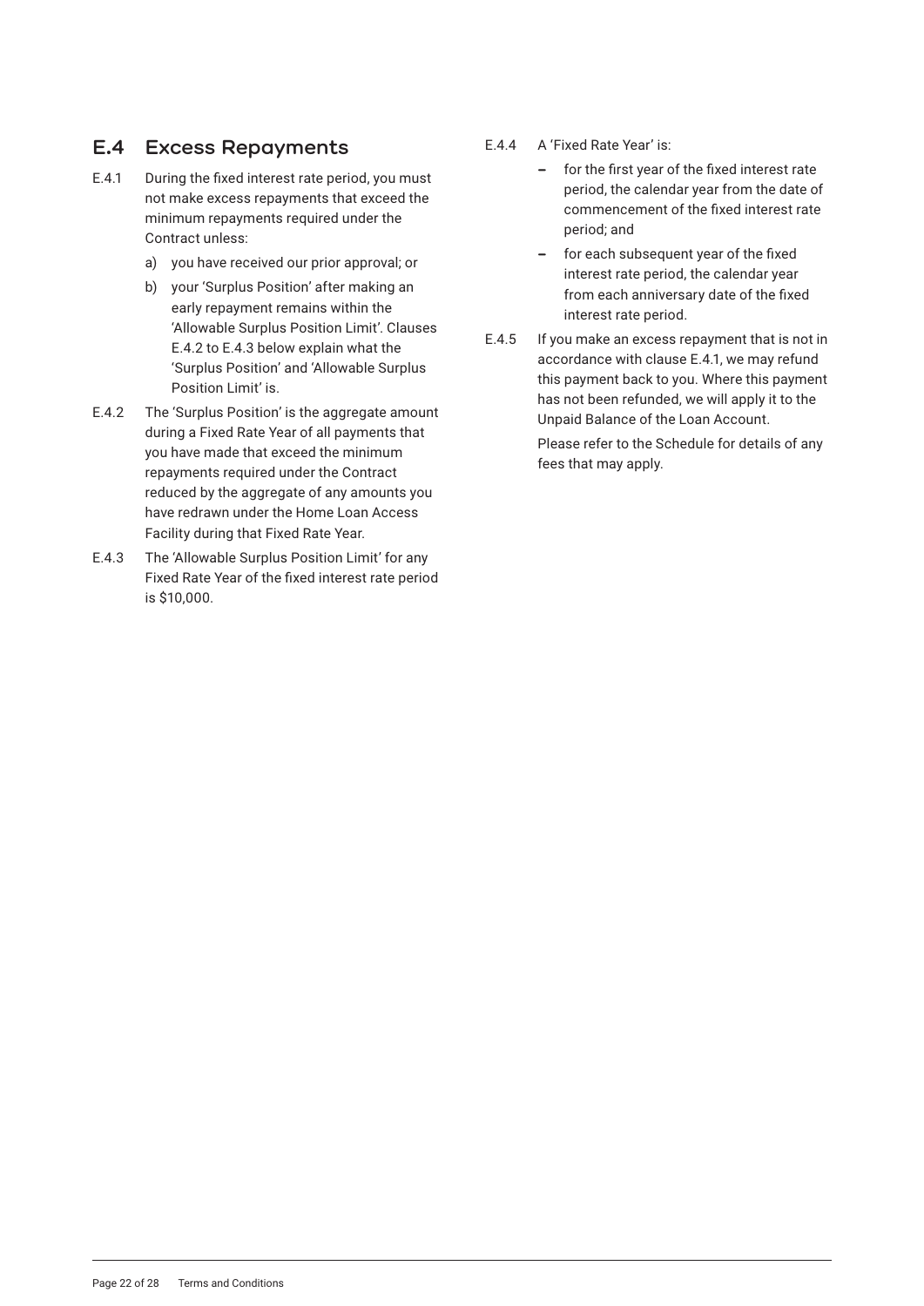## E.4 Excess Repayments

E.4.1 During the fixed interest rate period, you must not make excess repayments that exceed the minimum repayments required under the Contract unless:

a) you have received our prior approval; or

b) your 'Surplus Position' after making an early repayment remains within the 'Allowable Surplus Position Limit'. Clauses E.4.2 to E.4.3 below explain what the 'Surplus Position' and 'Allowable Surplus Position Limit' is.

E.4.2 The 'Surplus Position' is the aggregate amount during a Fixed Rate Year of all payments that you have made that exceed the minimum repayments required under the Contract reduced by the aggregate of any amounts you have redrawn under the Home Loan Access Facility during that Fixed Rate Year.

E.4.3 The 'Allowable Surplus Position Limit' for any Fixed Rate Year of the fixed interest rate period is $10,000.

E.4.4 A 'Fixed Rate Year' is:

- for the first year of the fixed interest rate period, the calendar year from the date of commencement of the fixed interest rate period; and
- for each subsequent year of the fixed interest rate period, the calendar year from each anniversary date of the fixed interest rate period.

E.4.5 If you make an excess repayment that is not in accordance with clause E.4.1, we may refund this payment back to you. Where this payment has not been refunded, we will apply it to the Unpaid Balance of the Loan Account.

Please refer to the Schedule for details of any fees that may apply.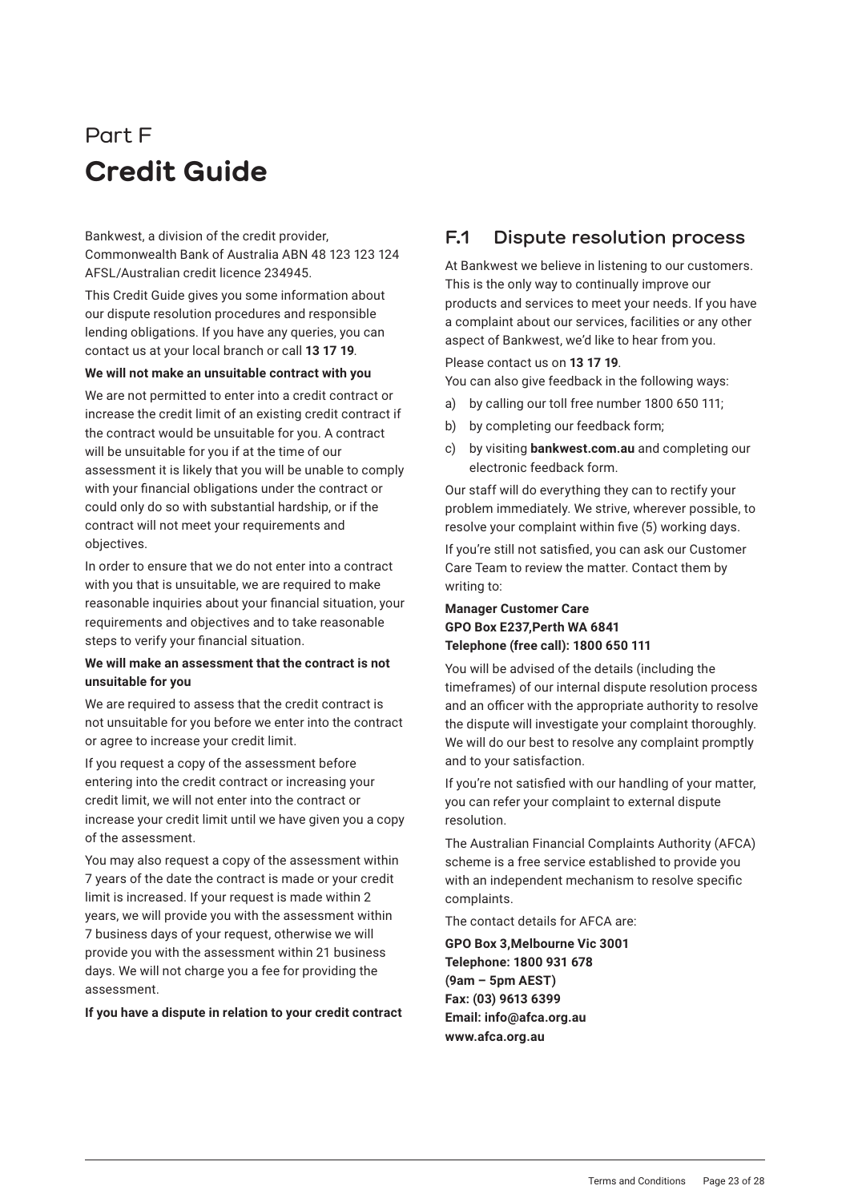# Part F

# Credit Guide

Bankwest, a division of the credit provider, Commonwealth Bank of Australia ABN 48 123 123 124 AFSL/Australian credit licence 234945.

This Credit Guide gives you some information about our dispute resolution procedures and responsible lending obligations. If you have any queries, you can contact us at your local branch or call **13 17 19**.

**We will not make an unsuitable contract with you**

We are not permitted to enter into a credit contract or increase the credit limit of an existing credit contract if the contract would be unsuitable for you. A contract will be unsuitable for you if at the time of our assessment it is likely that you will be unable to comply with your financial obligations under the contract or could only do so with substantial hardship, or if the contract will not meet your requirements and objectives.

In order to ensure that we do not enter into a contract with you that is unsuitable, we are required to make reasonable inquiries about your financial situation, your requirements and objectives and to take reasonable steps to verify your financial situation.

**We will make an assessment that the contract is not unsuitable for you**

We are required to assess that the credit contract is not unsuitable for you before we enter into the contract or agree to increase your credit limit.

If you request a copy of the assessment before entering into the credit contract or increasing your credit limit, we will not enter into the contract or increase your credit limit until we have given you a copy of the assessment.

You may also request a copy of the assessment within 7 years of the date the contract is made or your credit limit is increased. If your request is made within 2 years, we will provide you with the assessment within 7 business days of your request, otherwise we will provide you with the assessment within 21 business days. We will not charge you a fee for providing the assessment.

**If you have a dispute in relation to your credit contract**

## F.1 Dispute resolution process

At Bankwest we believe in listening to our customers. This is the only way to continually improve our products and services to meet your needs. If you have a complaint about our services, facilities or any other aspect of Bankwest, we'd like to hear from you.

Please contact us on **13 17 19**.

You can also give feedback in the following ways:

a) by calling our toll free number 1800 650 111;
b) by completing our feedback form;
c) by visiting **bankwest.com.au** and completing our electronic feedback form.

Our staff will do everything they can to rectify your problem immediately. We strive, wherever possible, to resolve your complaint within five (5) working days.

If you're still not satisfied, you can ask our Customer Care Team to review the matter. Contact them by writing to:

**Manager Customer Care**
**GPO Box E237,Perth WA 6841**
**Telephone (free call): 1800 650 111**

You will be advised of the details (including the timeframes) of our internal dispute resolution process and an officer with the appropriate authority to resolve the dispute will investigate your complaint thoroughly. We will do our best to resolve any complaint promptly and to your satisfaction.

If you're not satisfied with our handling of your matter, you can refer your complaint to external dispute resolution.

The Australian Financial Complaints Authority (AFCA) scheme is a free service established to provide you with an independent mechanism to resolve specific complaints.

The contact details for AFCA are:

**GPO Box 3,Melbourne Vic 3001**
**Telephone: 1800 931 678**
**(9am – 5pm AEST)**
**Fax: (03) 9613 6399**
**Email: info@afca.org.au**
**www.afca.org.au**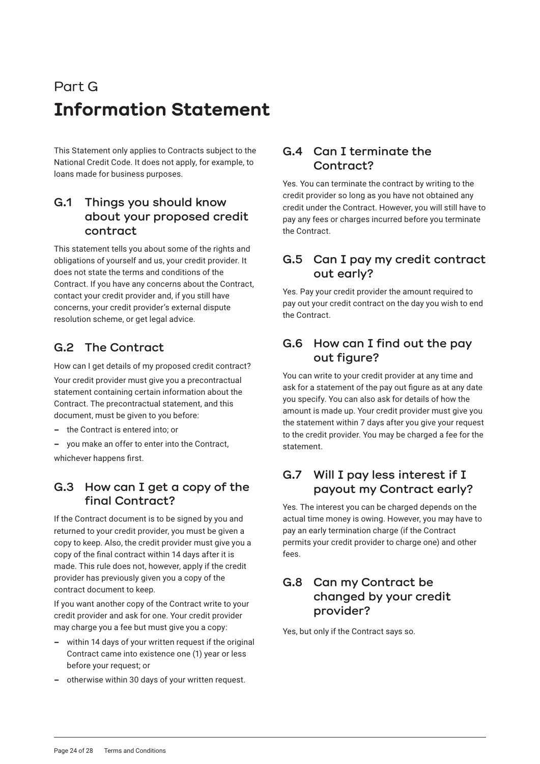Part G

# Information Statement

This Statement only applies to Contracts subject to the National Credit Code. It does not apply, for example, to loans made for business purposes.

## G.1 Things you should know about your proposed credit contract

This statement tells you about some of the rights and obligations of yourself and us, your credit provider. It does not state the terms and conditions of the Contract. If you have any concerns about the Contract, contact your credit provider and, if you still have concerns, your credit provider's external dispute resolution scheme, or get legal advice.

## G.2 The Contract

How can I get details of my proposed credit contract?

Your credit provider must give you a precontractual statement containing certain information about the Contract. The precontractual statement, and this document, must be given to you before:

- the Contract is entered into; or
- you make an offer to enter into the Contract,

whichever happens first.

## G.3 How can I get a copy of the final Contract?

If the Contract document is to be signed by you and returned to your credit provider, you must be given a copy to keep. Also, the credit provider must give you a copy of the final contract within 14 days after it is made. This rule does not, however, apply if the credit provider has previously given you a copy of the contract document to keep.

If you want another copy of the Contract write to your credit provider and ask for one. Your credit provider may charge you a fee but must give you a copy:

- within 14 days of your written request if the original Contract came into existence one (1) year or less before your request; or
- otherwise within 30 days of your written request.

## G.4 Can I terminate the Contract?

Yes. You can terminate the contract by writing to the credit provider so long as you have not obtained any credit under the Contract. However, you will still have to pay any fees or charges incurred before you terminate the Contract.

## G.5 Can I pay my credit contract out early?

Yes. Pay your credit provider the amount required to pay out your credit contract on the day you wish to end the Contract.

## G.6 How can I find out the pay out figure?

You can write to your credit provider at any time and ask for a statement of the pay out figure as at any date you specify. You can also ask for details of how the amount is made up. Your credit provider must give you the statement within 7 days after you give your request to the credit provider. You may be charged a fee for the statement.

## G.7 Will I pay less interest if I payout my Contract early?

Yes. The interest you can be charged depends on the actual time money is owing. However, you may have to pay an early termination charge (if the Contract permits your credit provider to charge one) and other fees.

## G.8 Can my Contract be changed by your credit provider?

Yes, but only if the Contract says so.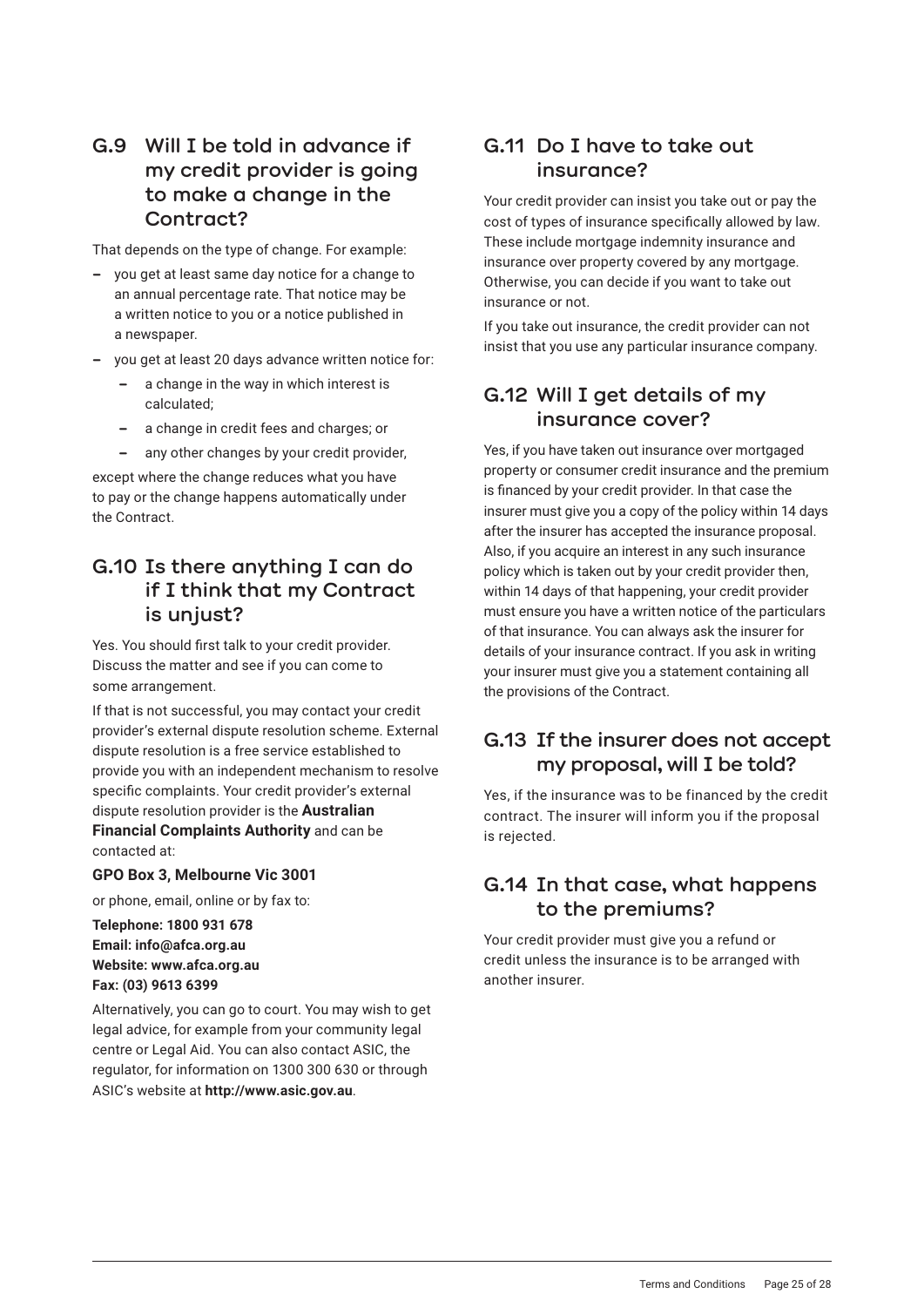## G.9 Will I be told in advance if my credit provider is going to make a change in the Contract?

That depends on the type of change. For example:

- you get at least same day notice for a change to an annual percentage rate. That notice may be a written notice to you or a notice published in a newspaper.
- you get at least 20 days advance written notice for:
  - a change in the way in which interest is calculated;
  - a change in credit fees and charges; or
  - any other changes by your credit provider,

except where the change reduces what you have to pay or the change happens automatically under the Contract.

## G.10 Is there anything I can do if I think that my Contract is unjust?

Yes. You should first talk to your credit provider. Discuss the matter and see if you can come to some arrangement.

If that is not successful, you may contact your credit provider's external dispute resolution scheme. External dispute resolution is a free service established to provide you with an independent mechanism to resolve specific complaints. Your credit provider's external dispute resolution provider is the **Australian Financial Complaints Authority** and can be contacted at:

**GPO Box 3, Melbourne Vic 3001**

or phone, email, online or by fax to:

**Telephone: 1800 931 678**
**Email: info@afca.org.au**
**Website: www.afca.org.au**
**Fax: (03) 9613 6399**

Alternatively, you can go to court. You may wish to get legal advice, for example from your community legal centre or Legal Aid. You can also contact ASIC, the regulator, for information on 1300 300 630 or through ASIC's website at **http://www.asic.gov.au**.

## G.11 Do I have to take out insurance?

Your credit provider can insist you take out or pay the cost of types of insurance specifically allowed by law. These include mortgage indemnity insurance and insurance over property covered by any mortgage. Otherwise, you can decide if you want to take out insurance or not.

If you take out insurance, the credit provider can not insist that you use any particular insurance company.

## G.12 Will I get details of my insurance cover?

Yes, if you have taken out insurance over mortgaged property or consumer credit insurance and the premium is financed by your credit provider. In that case the insurer must give you a copy of the policy within 14 days after the insurer has accepted the insurance proposal. Also, if you acquire an interest in any such insurance policy which is taken out by your credit provider then, within 14 days of that happening, your credit provider must ensure you have a written notice of the particulars of that insurance. You can always ask the insurer for details of your insurance contract. If you ask in writing your insurer must give you a statement containing all the provisions of the Contract.

## G.13 If the insurer does not accept my proposal, will I be told?

Yes, if the insurance was to be financed by the credit contract. The insurer will inform you if the proposal is rejected.

## G.14 In that case, what happens to the premiums?

Your credit provider must give you a refund or credit unless the insurance is to be arranged with another insurer.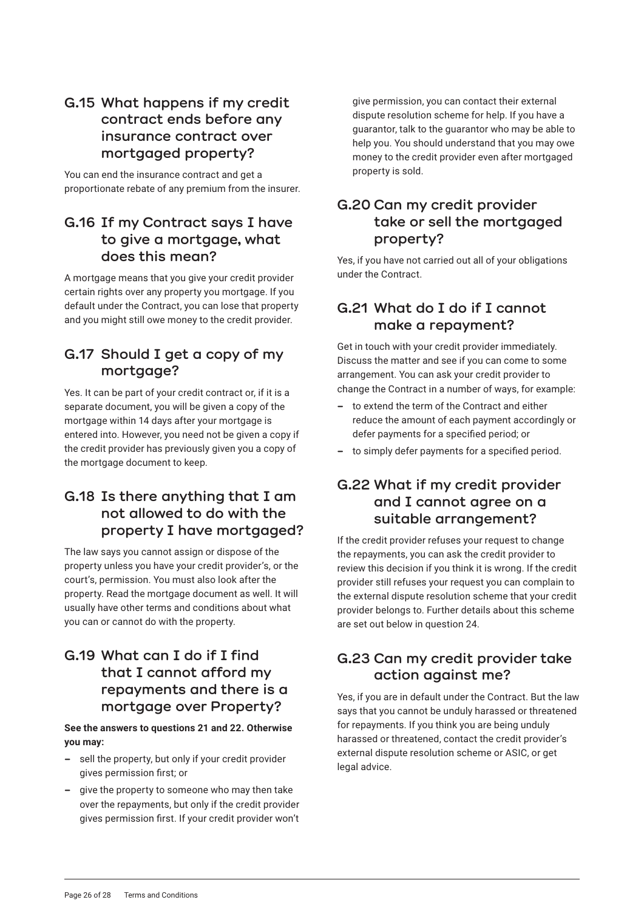## G.15 What happens if my credit contract ends before any insurance contract over mortgaged property?

You can end the insurance contract and get a proportionate rebate of any premium from the insurer.

## G.16 If my Contract says I have to give a mortgage, what does this mean?

A mortgage means that you give your credit provider certain rights over any property you mortgage. If you default under the Contract, you can lose that property and you might still owe money to the credit provider.

## G.17 Should I get a copy of my mortgage?

Yes. It can be part of your credit contract or, if it is a separate document, you will be given a copy of the mortgage within 14 days after your mortgage is entered into. However, you need not be given a copy if the credit provider has previously given you a copy of the mortgage document to keep.

## G.18 Is there anything that I am not allowed to do with the property I have mortgaged?

The law says you cannot assign or dispose of the property unless you have your credit provider's, or the court's, permission. You must also look after the property. Read the mortgage document as well. It will usually have other terms and conditions about what you can or cannot do with the property.

## G.19 What can I do if I find that I cannot afford my repayments and there is a mortgage over Property?

**See the answers to questions 21 and 22. Otherwise you may:**

- sell the property, but only if your credit provider gives permission first; or
- give the property to someone who may then take over the repayments, but only if the credit provider gives permission first. If your credit provider won't give permission, you can contact their external dispute resolution scheme for help. If you have a guarantor, talk to the guarantor who may be able to help you. You should understand that you may owe money to the credit provider even after mortgaged property is sold.

## G.20 Can my credit provider take or sell the mortgaged property?

Yes, if you have not carried out all of your obligations under the Contract.

## G.21 What do I do if I cannot make a repayment?

Get in touch with your credit provider immediately. Discuss the matter and see if you can come to some arrangement. You can ask your credit provider to change the Contract in a number of ways, for example:

- to extend the term of the Contract and either reduce the amount of each payment accordingly or defer payments for a specified period; or
- to simply defer payments for a specified period.

## G.22 What if my credit provider and I cannot agree on a suitable arrangement?

If the credit provider refuses your request to change the repayments, you can ask the credit provider to review this decision if you think it is wrong. If the credit provider still refuses your request you can complain to the external dispute resolution scheme that your credit provider belongs to. Further details about this scheme are set out below in question 24.

## G.23 Can my credit provider take action against me?

Yes, if you are in default under the Contract. But the law says that you cannot be unduly harassed or threatened for repayments. If you think you are being unduly harassed or threatened, contact the credit provider's external dispute resolution scheme or ASIC, or get legal advice.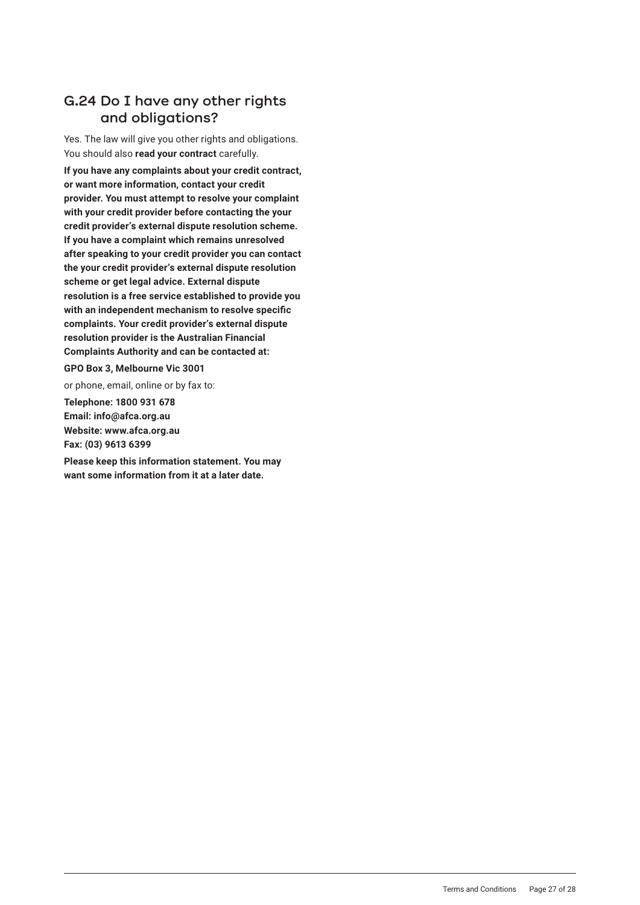## G.24 Do I have any other rights and obligations?

Yes. The law will give you other rights and obligations. You should also **read your contract** carefully.

**If you have any complaints about your credit contract, or want more information, contact your credit provider. You must attempt to resolve your complaint with your credit provider before contacting the your credit provider's external dispute resolution scheme. If you have a complaint which remains unresolved after speaking to your credit provider you can contact the your credit provider's external dispute resolution scheme or get legal advice. External dispute resolution is a free service established to provide you with an independent mechanism to resolve specific complaints. Your credit provider's external dispute resolution provider is the Australian Financial Complaints Authority and can be contacted at:**

**GPO Box 3, Melbourne Vic 3001**

or phone, email, online or by fax to:

**Telephone: 1800 931 678**
**Email: info@afca.org.au**
**Website: www.afca.org.au**
**Fax: (03) 9613 6399**

**Please keep this information statement. You may want some information from it at a later date.**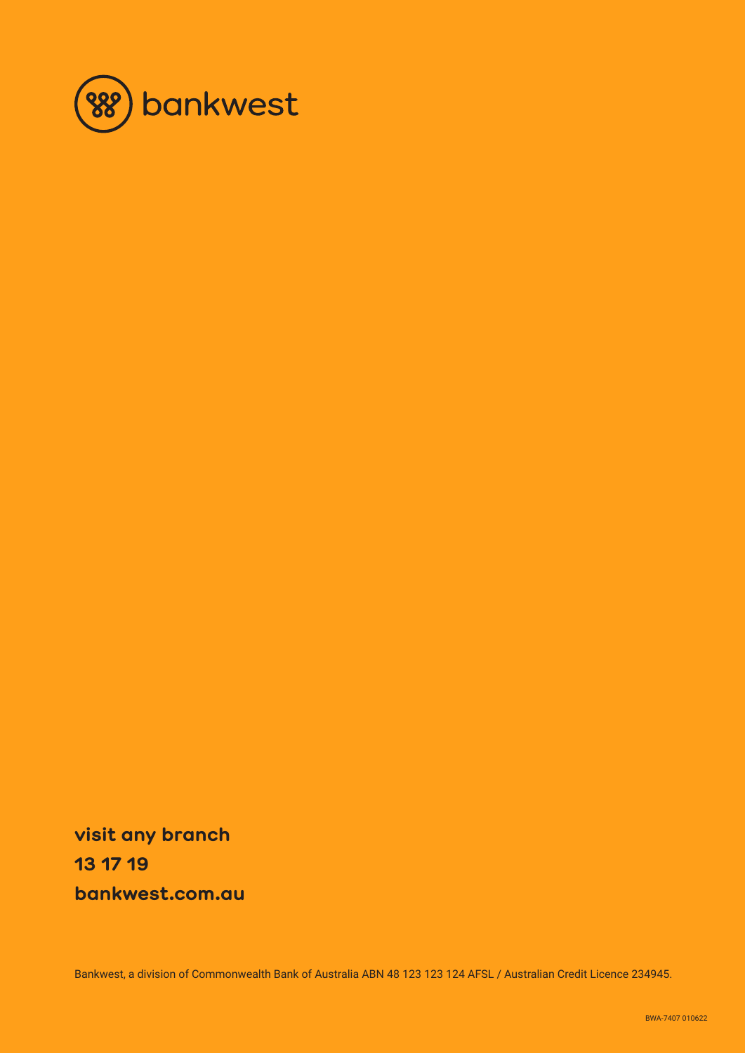bankwest

**visit any branch**

**13 17 19**

**bankwest.com.au**

Bankwest, a division of Commonwealth Bank of Australia ABN 48 123 123 124 AFSL / Australian Credit Licence 234945.

BWA-7407 010622